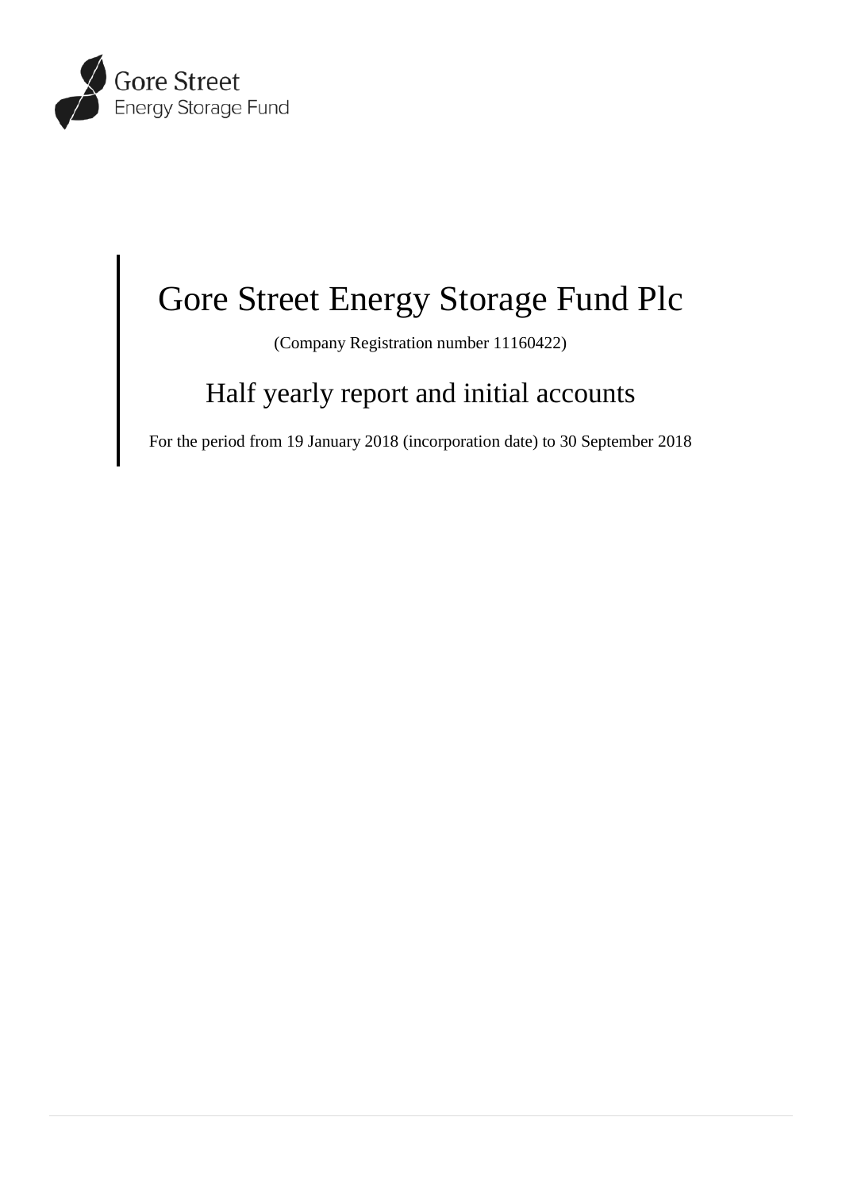Gore Street
Energy Storage Fund

# Gore Street Energy Storage Fund Plc

(Company Registration number 11160422)

## Half yearly report and initial accounts

For the period from 19 January 2018 (incorporation date) to 30 September 2018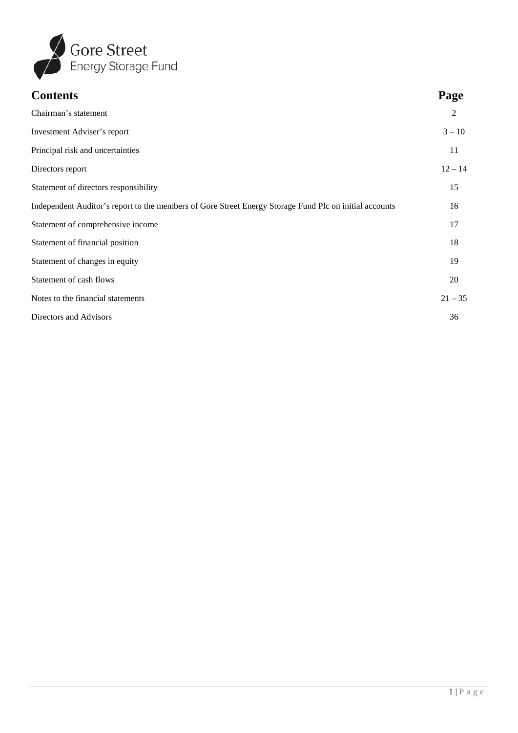Gore Street
Energy Storage Fund

| Contents | Page |
|---|---|
| Chairman's statement | 2 |
| Investment Adviser's report | 3 – 10 |
| Principal risk and uncertainties | 11 |
| Directors report | 12 – 14 |
| Statement of directors responsibility | 15 |
| Independent Auditor's report to the members of Gore Street Energy Storage Fund Plc on initial accounts | 16 |
| Statement of comprehensive income | 17 |
| Statement of financial position | 18 |
| Statement of changes in equity | 19 |
| Statement of cash flows | 20 |
| Notes to the financial statements | 21 – 35 |
| Directors and Advisors | 36 |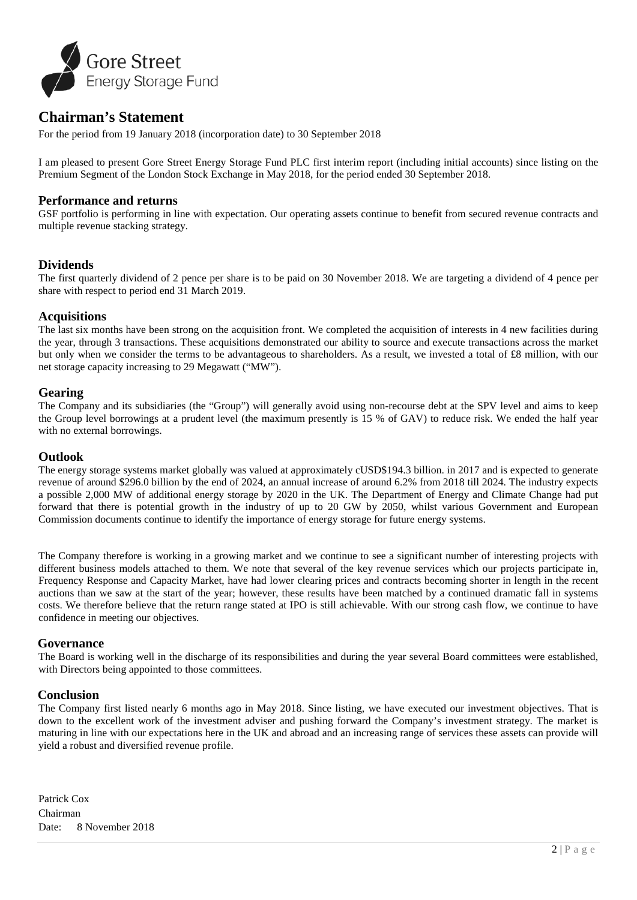# Chairman's Statement

For the period from 19 January 2018 (incorporation date) to 30 September 2018

I am pleased to present Gore Street Energy Storage Fund PLC first interim report (including initial accounts) since listing on the Premium Segment of the London Stock Exchange in May 2018, for the period ended 30 September 2018.

## Performance and returns

GSF portfolio is performing in line with expectation. Our operating assets continue to benefit from secured revenue contracts and multiple revenue stacking strategy.

## Dividends

The first quarterly dividend of 2 pence per share is to be paid on 30 November 2018. We are targeting a dividend of 4 pence per share with respect to period end 31 March 2019.

## Acquisitions

The last six months have been strong on the acquisition front. We completed the acquisition of interests in 4 new facilities during the year, through 3 transactions. These acquisitions demonstrated our ability to source and execute transactions across the market but only when we consider the terms to be advantageous to shareholders. As a result, we invested a total of £8 million, with our net storage capacity increasing to 29 Megawatt ("MW").

## Gearing

The Company and its subsidiaries (the "Group") will generally avoid using non-recourse debt at the SPV level and aims to keep the Group level borrowings at a prudent level (the maximum presently is 15 % of GAV) to reduce risk. We ended the half year with no external borrowings.

## Outlook

The energy storage systems market globally was valued at approximately cUSD$194.3 billion. in 2017 and is expected to generate revenue of around $296.0 billion by the end of 2024, an annual increase of around 6.2% from 2018 till 2024. The industry expects a possible 2,000 MW of additional energy storage by 2020 in the UK. The Department of Energy and Climate Change had put forward that there is potential growth in the industry of up to 20 GW by 2050, whilst various Government and European Commission documents continue to identify the importance of energy storage for future energy systems.

The Company therefore is working in a growing market and we continue to see a significant number of interesting projects with different business models attached to them. We note that several of the key revenue services which our projects participate in, Frequency Response and Capacity Market, have had lower clearing prices and contracts becoming shorter in length in the recent auctions than we saw at the start of the year; however, these results have been matched by a continued dramatic fall in systems costs. We therefore believe that the return range stated at IPO is still achievable. With our strong cash flow, we continue to have confidence in meeting our objectives.

## Governance

The Board is working well in the discharge of its responsibilities and during the year several Board committees were established, with Directors being appointed to those committees.

## Conclusion

The Company first listed nearly 6 months ago in May 2018. Since listing, we have executed our investment objectives. That is down to the excellent work of the investment adviser and pushing forward the Company's investment strategy. The market is maturing in line with our expectations here in the UK and abroad and an increasing range of services these assets can provide will yield a robust and diversified revenue profile.

Patrick Cox  
Chairman  
Date: 8 November 2018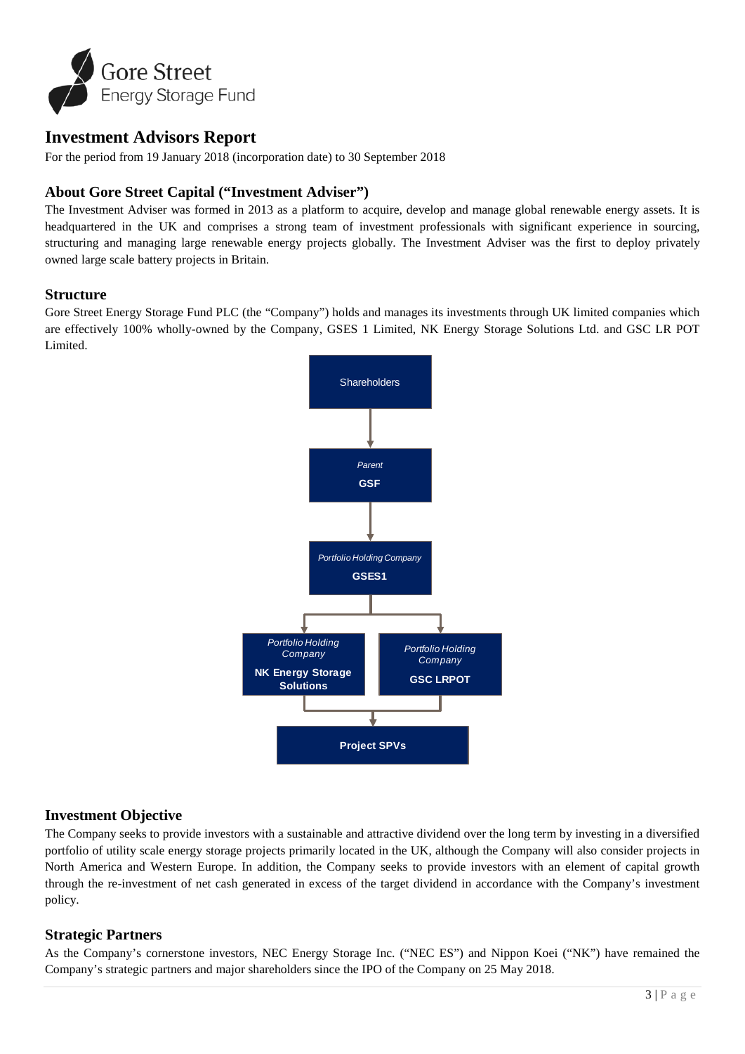# Investment Advisors Report

For the period from 19 January 2018 (incorporation date) to 30 September 2018

## About Gore Street Capital ("Investment Adviser")

The Investment Adviser was formed in 2013 as a platform to acquire, develop and manage global renewable energy assets. It is headquartered in the UK and comprises a strong team of investment professionals with significant experience in sourcing, structuring and managing large renewable energy projects globally. The Investment Adviser was the first to deploy privately owned large scale battery projects in Britain.

## Structure

Gore Street Energy Storage Fund PLC (the "Company") holds and manages its investments through UK limited companies which are effectively 100% wholly-owned by the Company, GSES 1 Limited, NK Energy Storage Solutions Ltd. and GSC LR POT Limited.

Shareholders

*Parent*
**GSF**

*Portfolio Holding Company*
**GSES1**

*Portfolio Holding Company*
**NK Energy Storage Solutions**

*Portfolio Holding Company*
**GSC LRPOT**

**Project SPVs**

## Investment Objective

The Company seeks to provide investors with a sustainable and attractive dividend over the long term by investing in a diversified portfolio of utility scale energy storage projects primarily located in the UK, although the Company will also consider projects in North America and Western Europe. In addition, the Company seeks to provide investors with an element of capital growth through the re-investment of net cash generated in excess of the target dividend in accordance with the Company's investment policy.

## Strategic Partners

As the Company's cornerstone investors, NEC Energy Storage Inc. ("NEC ES") and Nippon Koei ("NK") have remained the Company's strategic partners and major shareholders since the IPO of the Company on 25 May 2018.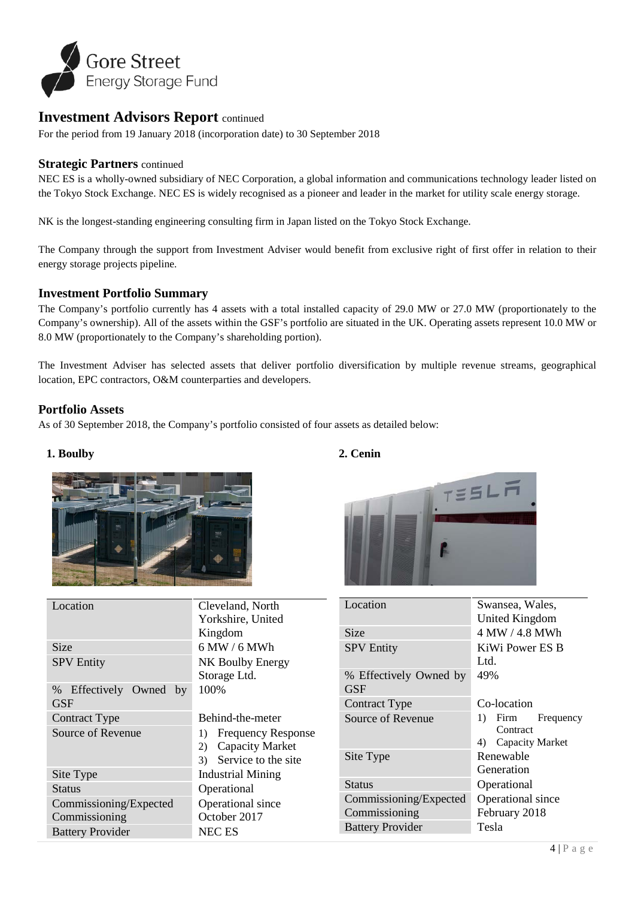# Investment Advisors Report continued

For the period from 19 January 2018 (incorporation date) to 30 September 2018

## Strategic Partners continued

NEC ES is a wholly-owned subsidiary of NEC Corporation, a global information and communications technology leader listed on the Tokyo Stock Exchange. NEC ES is widely recognised as a pioneer and leader in the market for utility scale energy storage.

NK is the longest-standing engineering consulting firm in Japan listed on the Tokyo Stock Exchange.

The Company through the support from Investment Adviser would benefit from exclusive right of first offer in relation to their energy storage projects pipeline.

## Investment Portfolio Summary

The Company's portfolio currently has 4 assets with a total installed capacity of 29.0 MW or 27.0 MW (proportionately to the Company's ownership). All of the assets within the GSF's portfolio are situated in the UK. Operating assets represent 10.0 MW or 8.0 MW (proportionately to the Company's shareholding portion).

The Investment Adviser has selected assets that deliver portfolio diversification by multiple revenue streams, geographical location, EPC contractors, O&M counterparties and developers.

## Portfolio Assets

As of 30 September 2018, the Company's portfolio consisted of four assets as detailed below:

### 1. Boulby

| | |
|---|---|
| Location | Cleveland, North Yorkshire, United Kingdom |
| Size | 6 MW / 6 MWh |
| SPV Entity | NK Boulby Energy Storage Ltd. |
| % Effectively Owned by GSF | 100% |
| Contract Type | Behind-the-meter |
| Source of Revenue | 1) Frequency Response<br>2) Capacity Market<br>3) Service to the site |
| Site Type | Industrial Mining |
| Status | Operational |
| Commissioning/Expected Commissioning | Operational since October 2017 |
| Battery Provider | NEC ES |

### 2. Cenin

| | |
|---|---|
| Location | Swansea, Wales, United Kingdom |
| Size | 4 MW / 4.8 MWh |
| SPV Entity | KiWi Power ES B Ltd. |
| % Effectively Owned by GSF | 49% |
| Contract Type | Co-location |
| Source of Revenue | 1) Firm Frequency Contract<br>4) Capacity Market |
| Site Type | Renewable Generation |
| Status | Operational |
| Commissioning/Expected Commissioning | Operational since February 2018 |
| Battery Provider | Tesla |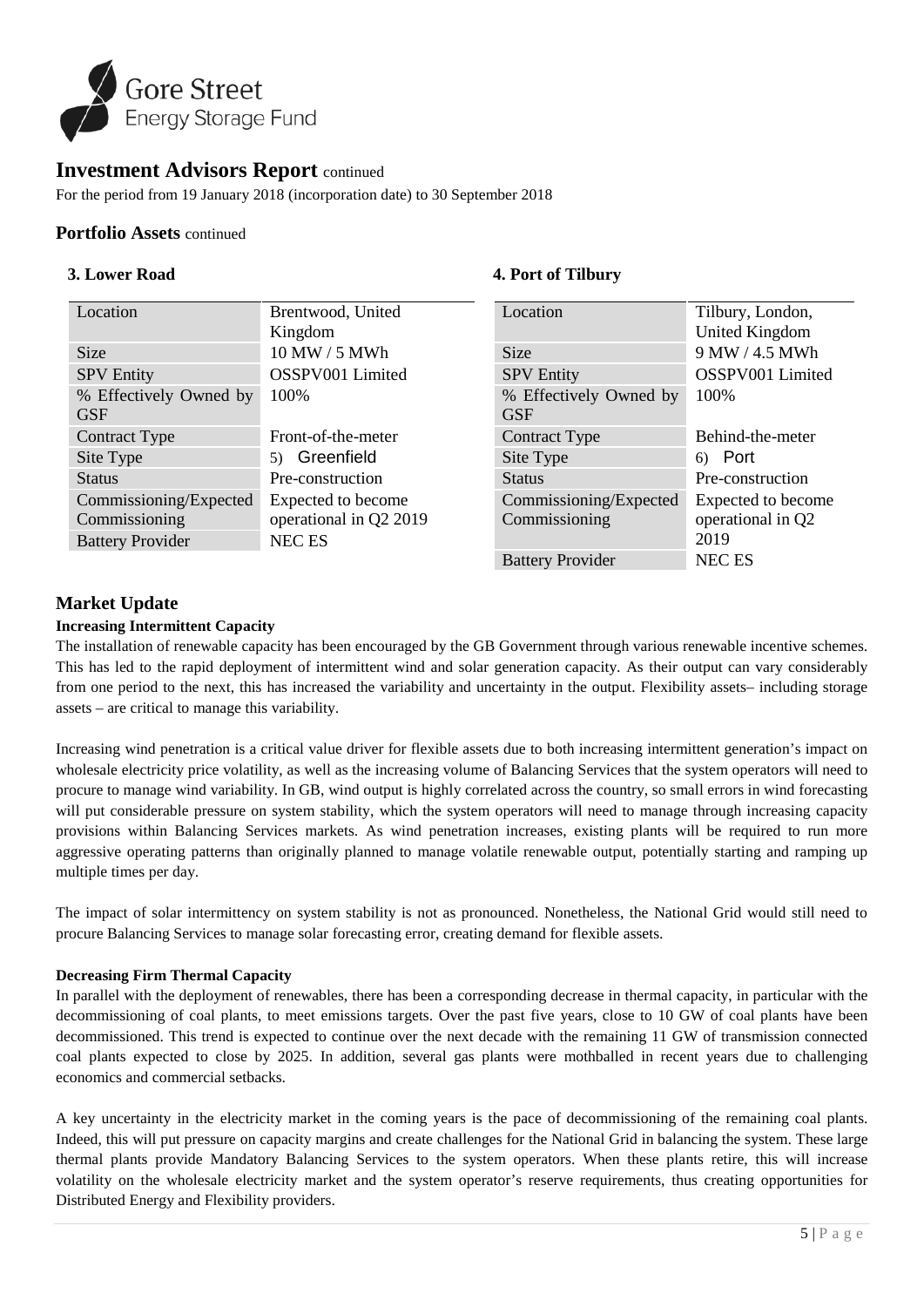## Investment Advisors Report continued

For the period from 19 January 2018 (incorporation date) to 30 September 2018

### Portfolio Assets continued

#### 3. Lower Road

| Location | Brentwood, United Kingdom |
|---|---|
| Size | 10 MW / 5 MWh |
| SPV Entity | OSSPV001 Limited |
| % Effectively Owned by GSF | 100% |
| Contract Type | Front-of-the-meter |
| Site Type | 5) Greenfield |
| Status | Pre-construction |
| Commissioning/Expected Commissioning | Expected to become operational in Q2 2019 |
| Battery Provider | NEC ES |

#### 4. Port of Tilbury

| Location | Tilbury, London, United Kingdom |
|---|---|
| Size | 9 MW / 4.5 MWh |
| SPV Entity | OSSPV001 Limited |
| % Effectively Owned by GSF | 100% |
| Contract Type | Behind-the-meter |
| Site Type | 6) Port |
| Status | Pre-construction |
| Commissioning/Expected Commissioning | Expected to become operational in Q2 2019 |
| Battery Provider | NEC ES |

## Market Update

**Increasing Intermittent Capacity**

The installation of renewable capacity has been encouraged by the GB Government through various renewable incentive schemes. This has led to the rapid deployment of intermittent wind and solar generation capacity. As their output can vary considerably from one period to the next, this has increased the variability and uncertainty in the output. Flexibility assets– including storage assets – are critical to manage this variability.

Increasing wind penetration is a critical value driver for flexible assets due to both increasing intermittent generation's impact on wholesale electricity price volatility, as well as the increasing volume of Balancing Services that the system operators will need to procure to manage wind variability. In GB, wind output is highly correlated across the country, so small errors in wind forecasting will put considerable pressure on system stability, which the system operators will need to manage through increasing capacity provisions within Balancing Services markets. As wind penetration increases, existing plants will be required to run more aggressive operating patterns than originally planned to manage volatile renewable output, potentially starting and ramping up multiple times per day.

The impact of solar intermittency on system stability is not as pronounced. Nonetheless, the National Grid would still need to procure Balancing Services to manage solar forecasting error, creating demand for flexible assets.

**Decreasing Firm Thermal Capacity**

In parallel with the deployment of renewables, there has been a corresponding decrease in thermal capacity, in particular with the decommissioning of coal plants, to meet emissions targets. Over the past five years, close to 10 GW of coal plants have been decommissioned. This trend is expected to continue over the next decade with the remaining 11 GW of transmission connected coal plants expected to close by 2025. In addition, several gas plants were mothballed in recent years due to challenging economics and commercial setbacks.

A key uncertainty in the electricity market in the coming years is the pace of decommissioning of the remaining coal plants. Indeed, this will put pressure on capacity margins and create challenges for the National Grid in balancing the system. These large thermal plants provide Mandatory Balancing Services to the system operators. When these plants retire, this will increase volatility on the wholesale electricity market and the system operator's reserve requirements, thus creating opportunities for Distributed Energy and Flexibility providers.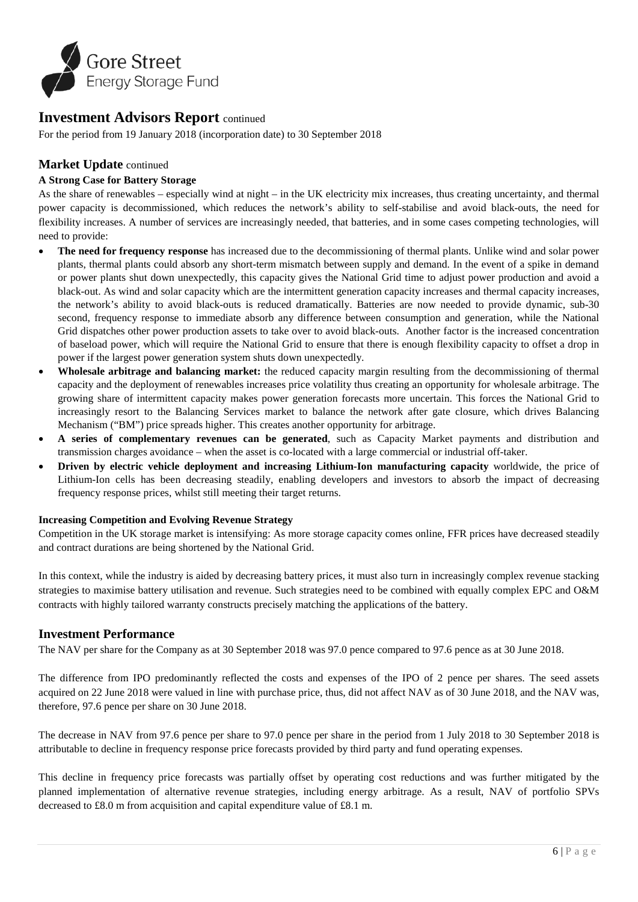## Investment Advisors Report continued

For the period from 19 January 2018 (incorporation date) to 30 September 2018

### Market Update continued

**A Strong Case for Battery Storage**

As the share of renewables – especially wind at night – in the UK electricity mix increases, thus creating uncertainty, and thermal power capacity is decommissioned, which reduces the network's ability to self-stabilise and avoid black-outs, the need for flexibility increases. A number of services are increasingly needed, that batteries, and in some cases competing technologies, will need to provide:

- **The need for frequency response** has increased due to the decommissioning of thermal plants. Unlike wind and solar power plants, thermal plants could absorb any short-term mismatch between supply and demand. In the event of a spike in demand or power plants shut down unexpectedly, this capacity gives the National Grid time to adjust power production and avoid a black-out. As wind and solar capacity which are the intermittent generation capacity increases and thermal capacity increases, the network's ability to avoid black-outs is reduced dramatically. Batteries are now needed to provide dynamic, sub-30 second, frequency response to immediate absorb any difference between consumption and generation, while the National Grid dispatches other power production assets to take over to avoid black-outs. Another factor is the increased concentration of baseload power, which will require the National Grid to ensure that there is enough flexibility capacity to offset a drop in power if the largest power generation system shuts down unexpectedly.
- **Wholesale arbitrage and balancing market:** the reduced capacity margin resulting from the decommissioning of thermal capacity and the deployment of renewables increases price volatility thus creating an opportunity for wholesale arbitrage. The growing share of intermittent capacity makes power generation forecasts more uncertain. This forces the National Grid to increasingly resort to the Balancing Services market to balance the network after gate closure, which drives Balancing Mechanism ("BM") price spreads higher. This creates another opportunity for arbitrage.
- **A series of complementary revenues can be generated**, such as Capacity Market payments and distribution and transmission charges avoidance – when the asset is co-located with a large commercial or industrial off-taker.
- **Driven by electric vehicle deployment and increasing Lithium-Ion manufacturing capacity** worldwide, the price of Lithium-Ion cells has been decreasing steadily, enabling developers and investors to absorb the impact of decreasing frequency response prices, whilst still meeting their target returns.

**Increasing Competition and Evolving Revenue Strategy**

Competition in the UK storage market is intensifying: As more storage capacity comes online, FFR prices have decreased steadily and contract durations are being shortened by the National Grid.

In this context, while the industry is aided by decreasing battery prices, it must also turn in increasingly complex revenue stacking strategies to maximise battery utilisation and revenue. Such strategies need to be combined with equally complex EPC and O&M contracts with highly tailored warranty constructs precisely matching the applications of the battery.

### Investment Performance

The NAV per share for the Company as at 30 September 2018 was 97.0 pence compared to 97.6 pence as at 30 June 2018.

The difference from IPO predominantly reflected the costs and expenses of the IPO of 2 pence per shares. The seed assets acquired on 22 June 2018 were valued in line with purchase price, thus, did not affect NAV as of 30 June 2018, and the NAV was, therefore, 97.6 pence per share on 30 June 2018.

The decrease in NAV from 97.6 pence per share to 97.0 pence per share in the period from 1 July 2018 to 30 September 2018 is attributable to decline in frequency response price forecasts provided by third party and fund operating expenses.

This decline in frequency price forecasts was partially offset by operating cost reductions and was further mitigated by the planned implementation of alternative revenue strategies, including energy arbitrage. As a result, NAV of portfolio SPVs decreased to £8.0 m from acquisition and capital expenditure value of £8.1 m.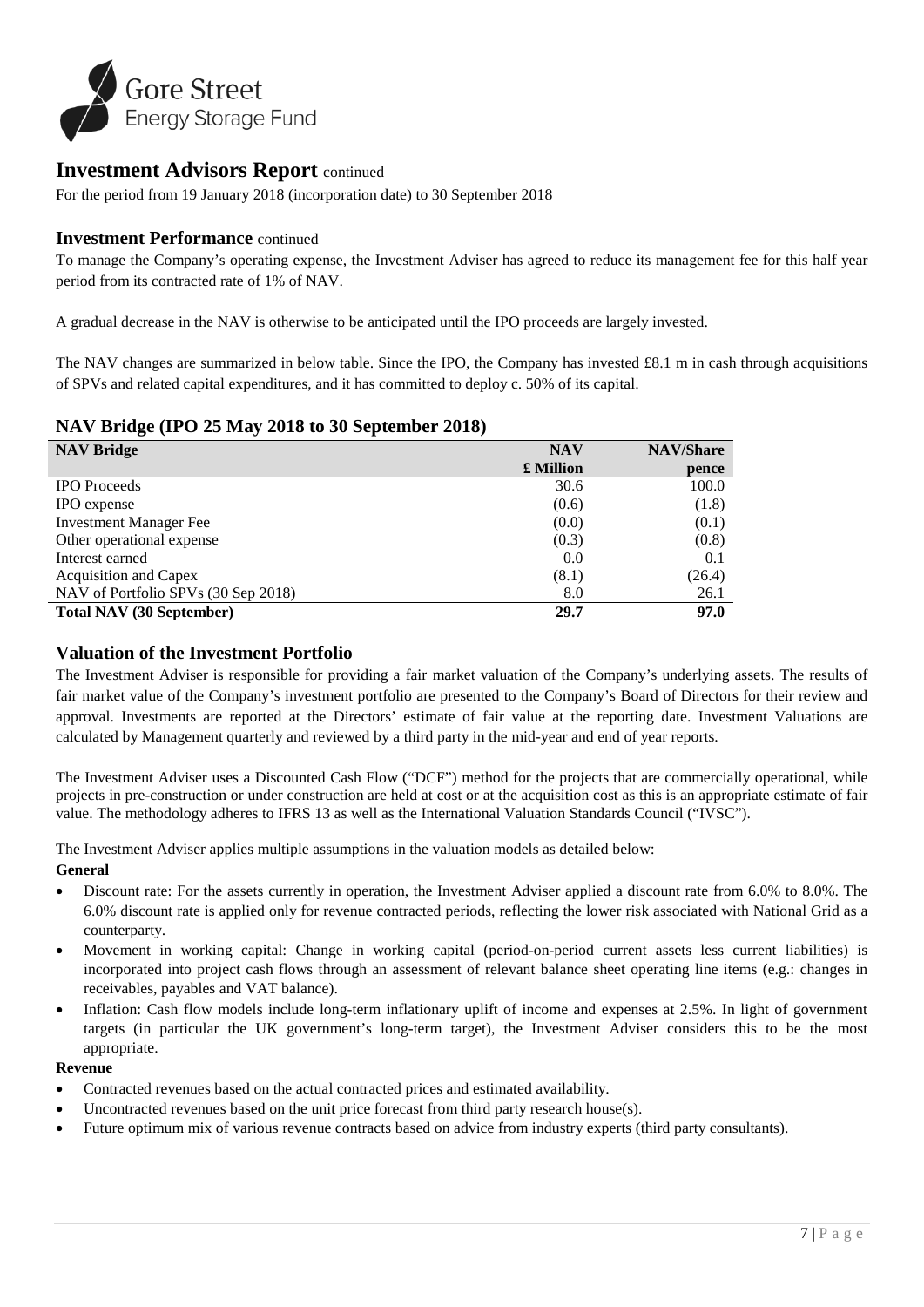## Investment Advisors Report continued

For the period from 19 January 2018 (incorporation date) to 30 September 2018

### Investment Performance continued

To manage the Company's operating expense, the Investment Adviser has agreed to reduce its management fee for this half year period from its contracted rate of 1% of NAV.

A gradual decrease in the NAV is otherwise to be anticipated until the IPO proceeds are largely invested.

The NAV changes are summarized in below table. Since the IPO, the Company has invested £8.1 m in cash through acquisitions of SPVs and related capital expenditures, and it has committed to deploy c. 50% of its capital.

### NAV Bridge (IPO 25 May 2018 to 30 September 2018)

| NAV Bridge | NAV £ Million | NAV/Share pence |
|---|---|---|
| IPO Proceeds | 30.6 | 100.0 |
| IPO expense | (0.6) | (1.8) |
| Investment Manager Fee | (0.0) | (0.1) |
| Other operational expense | (0.3) | (0.8) |
| Interest earned | 0.0 | 0.1 |
| Acquisition and Capex | (8.1) | (26.4) |
| NAV of Portfolio SPVs (30 Sep 2018) | 8.0 | 26.1 |
| **Total NAV (30 September)** | **29.7** | **97.0** |

### Valuation of the Investment Portfolio

The Investment Adviser is responsible for providing a fair market valuation of the Company's underlying assets. The results of fair market value of the Company's investment portfolio are presented to the Company's Board of Directors for their review and approval. Investments are reported at the Directors' estimate of fair value at the reporting date. Investment Valuations are calculated by Management quarterly and reviewed by a third party in the mid-year and end of year reports.

The Investment Adviser uses a Discounted Cash Flow ("DCF") method for the projects that are commercially operational, while projects in pre-construction or under construction are held at cost or at the acquisition cost as this is an appropriate estimate of fair value. The methodology adheres to IFRS 13 as well as the International Valuation Standards Council ("IVSC").

The Investment Adviser applies multiple assumptions in the valuation models as detailed below:

**General**

- Discount rate: For the assets currently in operation, the Investment Adviser applied a discount rate from 6.0% to 8.0%. The 6.0% discount rate is applied only for revenue contracted periods, reflecting the lower risk associated with National Grid as a counterparty.
- Movement in working capital: Change in working capital (period-on-period current assets less current liabilities) is incorporated into project cash flows through an assessment of relevant balance sheet operating line items (e.g.: changes in receivables, payables and VAT balance).
- Inflation: Cash flow models include long-term inflationary uplift of income and expenses at 2.5%. In light of government targets (in particular the UK government's long-term target), the Investment Adviser considers this to be the most appropriate.

**Revenue**

- Contracted revenues based on the actual contracted prices and estimated availability.
- Uncontracted revenues based on the unit price forecast from third party research house(s).
- Future optimum mix of various revenue contracts based on advice from industry experts (third party consultants).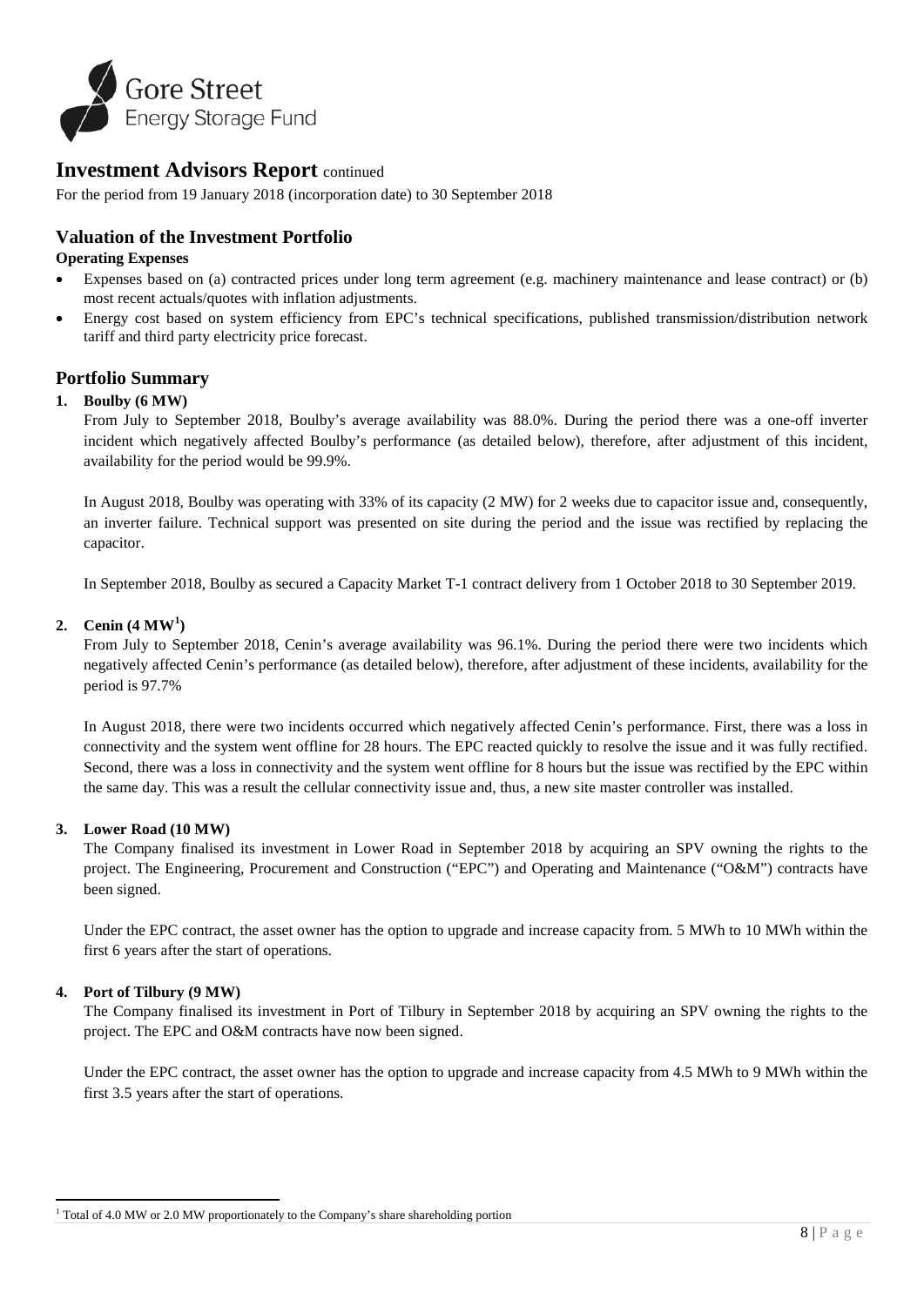## Investment Advisors Report continued

For the period from 19 January 2018 (incorporation date) to 30 September 2018

### Valuation of the Investment Portfolio

**Operating Expenses**

- Expenses based on (a) contracted prices under long term agreement (e.g. machinery maintenance and lease contract) or (b) most recent actuals/quotes with inflation adjustments.
- Energy cost based on system efficiency from EPC's technical specifications, published transmission/distribution network tariff and third party electricity price forecast.

### Portfolio Summary

1. **Boulby (6 MW)**

   From July to September 2018, Boulby's average availability was 88.0%. During the period there was a one-off inverter incident which negatively affected Boulby's performance (as detailed below), therefore, after adjustment of this incident, availability for the period would be 99.9%.

   In August 2018, Boulby was operating with 33% of its capacity (2 MW) for 2 weeks due to capacitor issue and, consequently, an inverter failure. Technical support was presented on site during the period and the issue was rectified by replacing the capacitor.

   In September 2018, Boulby as secured a Capacity Market T-1 contract delivery from 1 October 2018 to 30 September 2019.

2. **Cenin (4 MW[1])**

   From July to September 2018, Cenin's average availability was 96.1%. During the period there were two incidents which negatively affected Cenin's performance (as detailed below), therefore, after adjustment of these incidents, availability for the period is 97.7%

   In August 2018, there were two incidents occurred which negatively affected Cenin's performance. First, there was a loss in connectivity and the system went offline for 28 hours. The EPC reacted quickly to resolve the issue and it was fully rectified. Second, there was a loss in connectivity and the system went offline for 8 hours but the issue was rectified by the EPC within the same day. This was a result the cellular connectivity issue and, thus, a new site master controller was installed.

3. **Lower Road (10 MW)**

   The Company finalised its investment in Lower Road in September 2018 by acquiring an SPV owning the rights to the project. The Engineering, Procurement and Construction ("EPC") and Operating and Maintenance ("O&M") contracts have been signed.

   Under the EPC contract, the asset owner has the option to upgrade and increase capacity from. 5 MWh to 10 MWh within the first 6 years after the start of operations.

4. **Port of Tilbury (9 MW)**

   The Company finalised its investment in Port of Tilbury in September 2018 by acquiring an SPV owning the rights to the project. The EPC and O&M contracts have now been signed.

   Under the EPC contract, the asset owner has the option to upgrade and increase capacity from 4.5 MWh to 9 MWh within the first 3.5 years after the start of operations.

[1] Total of 4.0 MW or 2.0 MW proportionately to the Company's share shareholding portion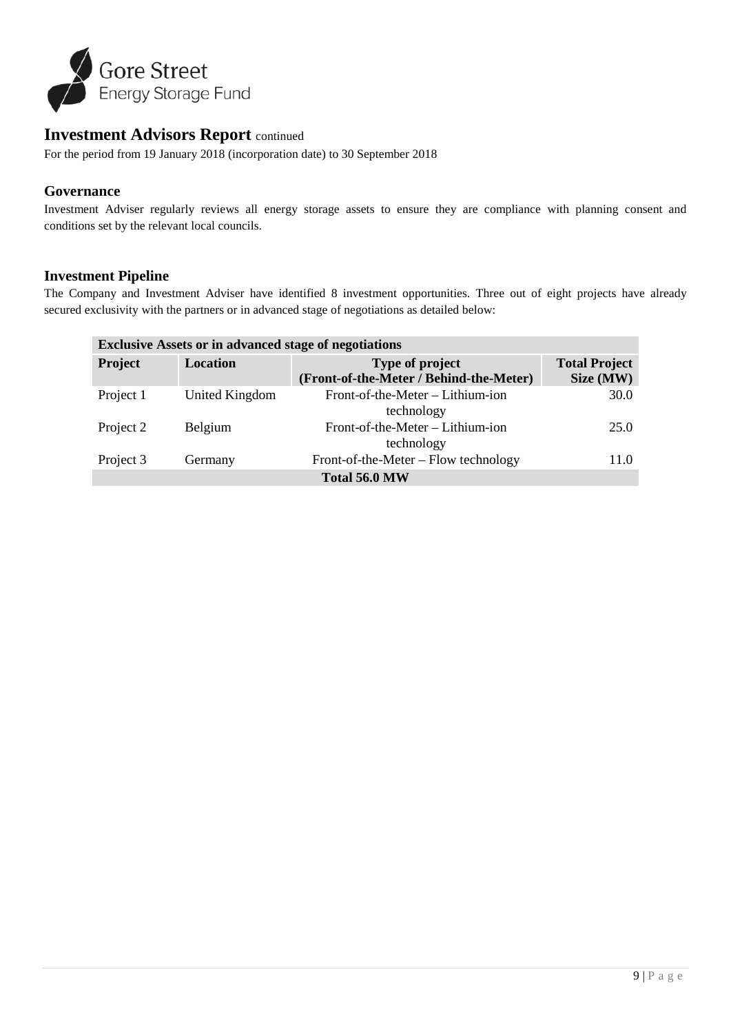## Investment Advisors Report continued

For the period from 19 January 2018 (incorporation date) to 30 September 2018

### Governance

Investment Adviser regularly reviews all energy storage assets to ensure they are compliance with planning consent and conditions set by the relevant local councils.

### Investment Pipeline

The Company and Investment Adviser have identified 8 investment opportunities. Three out of eight projects have already secured exclusivity with the partners or in advanced stage of negotiations as detailed below:

| Exclusive Assets or in advanced stage of negotiations | | | |
|---|---|---|---|
| **Project** | **Location** | **Type of project (Front-of-the-Meter / Behind-the-Meter)** | **Total Project Size (MW)** |
| Project 1 | United Kingdom | Front-of-the-Meter – Lithium-ion technology | 30.0 |
| Project 2 | Belgium | Front-of-the-Meter – Lithium-ion technology | 25.0 |
| Project 3 | Germany | Front-of-the-Meter – Flow technology | 11.0 |
| **Total 56.0 MW** | | | |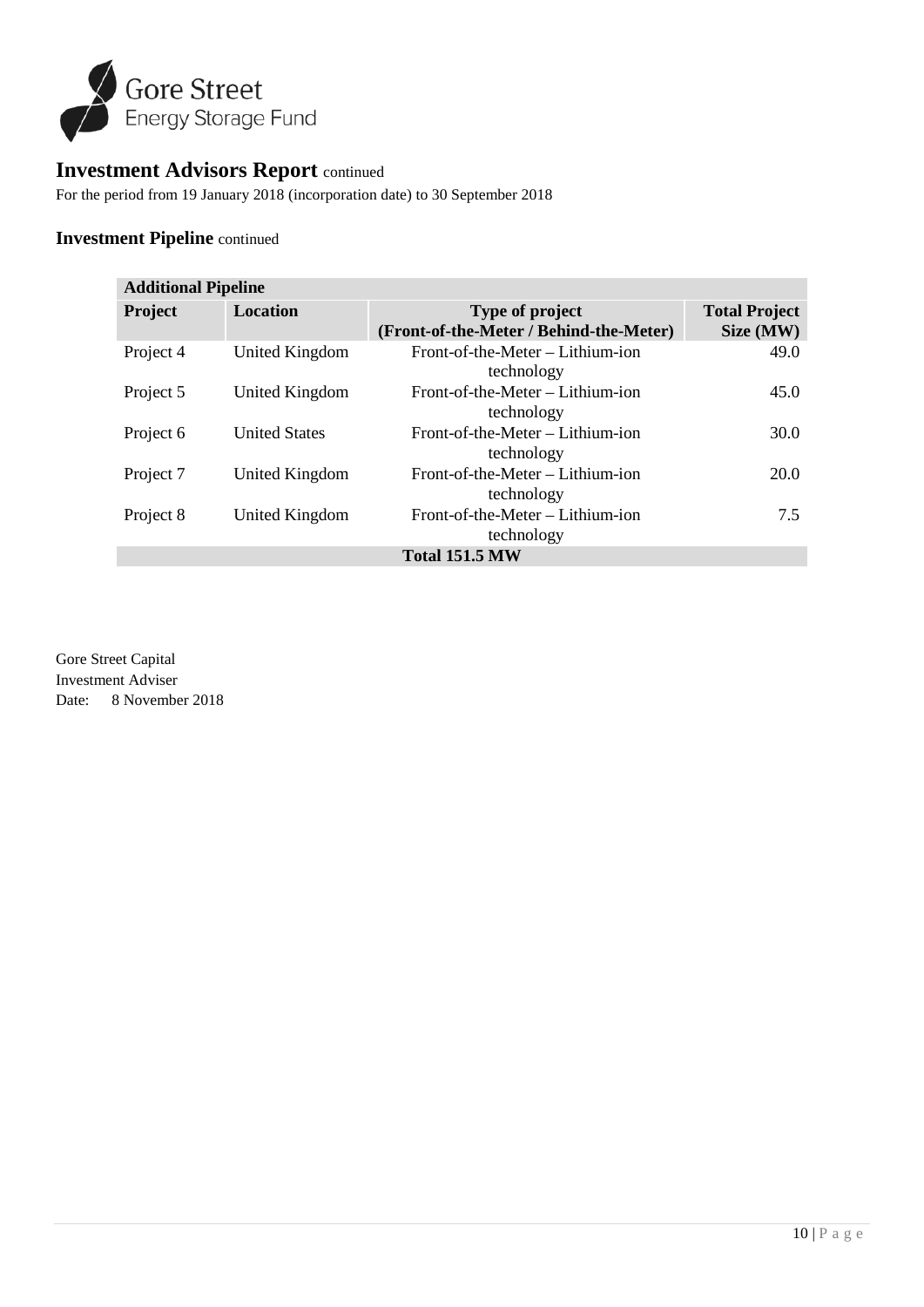## Investment Advisors Report continued

For the period from 19 January 2018 (incorporation date) to 30 September 2018

### Investment Pipeline continued

| Additional Pipeline | | | |
|---|---|---|---|
| **Project** | **Location** | **Type of project (Front-of-the-Meter / Behind-the-Meter)** | **Total Project Size (MW)** |
| Project 4 | United Kingdom | Front-of-the-Meter – Lithium-ion technology | 49.0 |
| Project 5 | United Kingdom | Front-of-the-Meter – Lithium-ion technology | 45.0 |
| Project 6 | United States | Front-of-the-Meter – Lithium-ion technology | 30.0 |
| Project 7 | United Kingdom | Front-of-the-Meter – Lithium-ion technology | 20.0 |
| Project 8 | United Kingdom | Front-of-the-Meter – Lithium-ion technology | 7.5 |
| **Total 151.5 MW** | | | |

Gore Street Capital
Investment Adviser
Date: 8 November 2018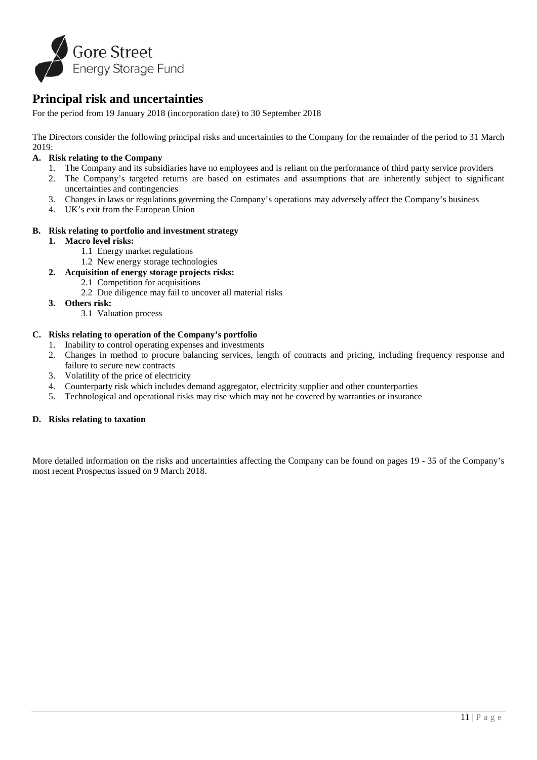# Principal risk and uncertainties

For the period from 19 January 2018 (incorporation date) to 30 September 2018

The Directors consider the following principal risks and uncertainties to the Company for the remainder of the period to 31 March 2019:

**A. Risk relating to the Company**

1. The Company and its subsidiaries have no employees and is reliant on the performance of third party service providers
2. The Company's targeted returns are based on estimates and assumptions that are inherently subject to significant uncertainties and contingencies
3. Changes in laws or regulations governing the Company's operations may adversely affect the Company's business
4. UK's exit from the European Union

**B. Risk relating to portfolio and investment strategy**

1. **Macro level risks:**
   - 1.1 Energy market regulations
   - 1.2 New energy storage technologies
2. **Acquisition of energy storage projects risks:**
   - 2.1 Competition for acquisitions
   - 2.2 Due diligence may fail to uncover all material risks
3. **Others risk:**
   - 3.1 Valuation process

**C. Risks relating to operation of the Company's portfolio**

1. Inability to control operating expenses and investments
2. Changes in method to procure balancing services, length of contracts and pricing, including frequency response and failure to secure new contracts
3. Volatility of the price of electricity
4. Counterparty risk which includes demand aggregator, electricity supplier and other counterparties
5. Technological and operational risks may rise which may not be covered by warranties or insurance

**D. Risks relating to taxation**

More detailed information on the risks and uncertainties affecting the Company can be found on pages 19 - 35 of the Company's most recent Prospectus issued on 9 March 2018.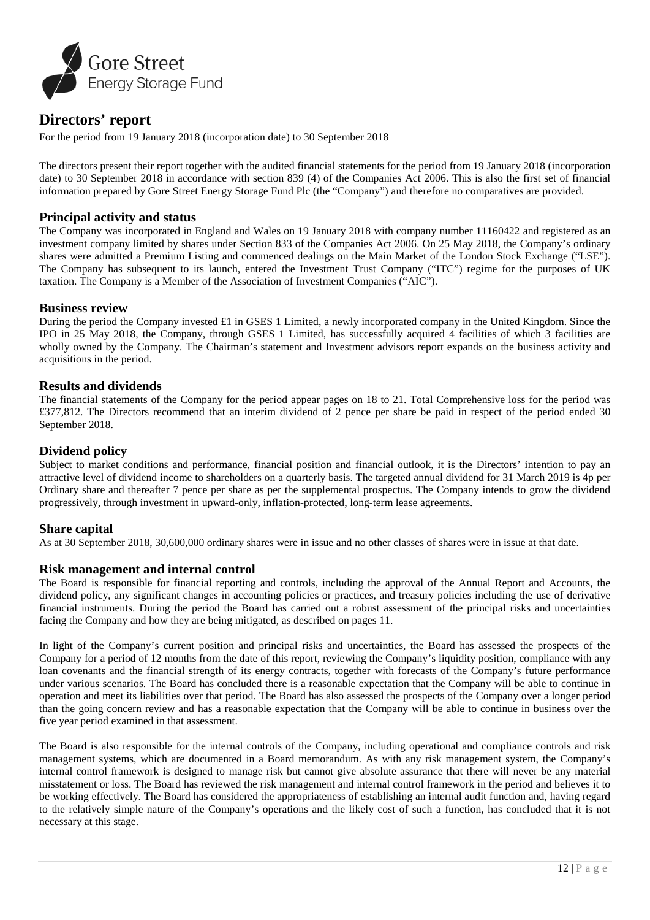# Directors' report

For the period from 19 January 2018 (incorporation date) to 30 September 2018

The directors present their report together with the audited financial statements for the period from 19 January 2018 (incorporation date) to 30 September 2018 in accordance with section 839 (4) of the Companies Act 2006. This is also the first set of financial information prepared by Gore Street Energy Storage Fund Plc (the "Company") and therefore no comparatives are provided.

## Principal activity and status

The Company was incorporated in England and Wales on 19 January 2018 with company number 11160422 and registered as an investment company limited by shares under Section 833 of the Companies Act 2006. On 25 May 2018, the Company's ordinary shares were admitted a Premium Listing and commenced dealings on the Main Market of the London Stock Exchange ("LSE"). The Company has subsequent to its launch, entered the Investment Trust Company ("ITC") regime for the purposes of UK taxation. The Company is a Member of the Association of Investment Companies ("AIC").

## Business review

During the period the Company invested £1 in GSES 1 Limited, a newly incorporated company in the United Kingdom. Since the IPO in 25 May 2018, the Company, through GSES 1 Limited, has successfully acquired 4 facilities of which 3 facilities are wholly owned by the Company. The Chairman's statement and Investment advisors report expands on the business activity and acquisitions in the period.

## Results and dividends

The financial statements of the Company for the period appear pages on 18 to 21. Total Comprehensive loss for the period was £377,812. The Directors recommend that an interim dividend of 2 pence per share be paid in respect of the period ended 30 September 2018.

## Dividend policy

Subject to market conditions and performance, financial position and financial outlook, it is the Directors' intention to pay an attractive level of dividend income to shareholders on a quarterly basis. The targeted annual dividend for 31 March 2019 is 4p per Ordinary share and thereafter 7 pence per share as per the supplemental prospectus. The Company intends to grow the dividend progressively, through investment in upward-only, inflation-protected, long-term lease agreements.

## Share capital

As at 30 September 2018, 30,600,000 ordinary shares were in issue and no other classes of shares were in issue at that date.

## Risk management and internal control

The Board is responsible for financial reporting and controls, including the approval of the Annual Report and Accounts, the dividend policy, any significant changes in accounting policies or practices, and treasury policies including the use of derivative financial instruments. During the period the Board has carried out a robust assessment of the principal risks and uncertainties facing the Company and how they are being mitigated, as described on pages 11.

In light of the Company's current position and principal risks and uncertainties, the Board has assessed the prospects of the Company for a period of 12 months from the date of this report, reviewing the Company's liquidity position, compliance with any loan covenants and the financial strength of its energy contracts, together with forecasts of the Company's future performance under various scenarios. The Board has concluded there is a reasonable expectation that the Company will be able to continue in operation and meet its liabilities over that period. The Board has also assessed the prospects of the Company over a longer period than the going concern review and has a reasonable expectation that the Company will be able to continue in business over the five year period examined in that assessment.

The Board is also responsible for the internal controls of the Company, including operational and compliance controls and risk management systems, which are documented in a Board memorandum. As with any risk management system, the Company's internal control framework is designed to manage risk but cannot give absolute assurance that there will never be any material misstatement or loss. The Board has reviewed the risk management and internal control framework in the period and believes it to be working effectively. The Board has considered the appropriateness of establishing an internal audit function and, having regard to the relatively simple nature of the Company's operations and the likely cost of such a function, has concluded that it is not necessary at this stage.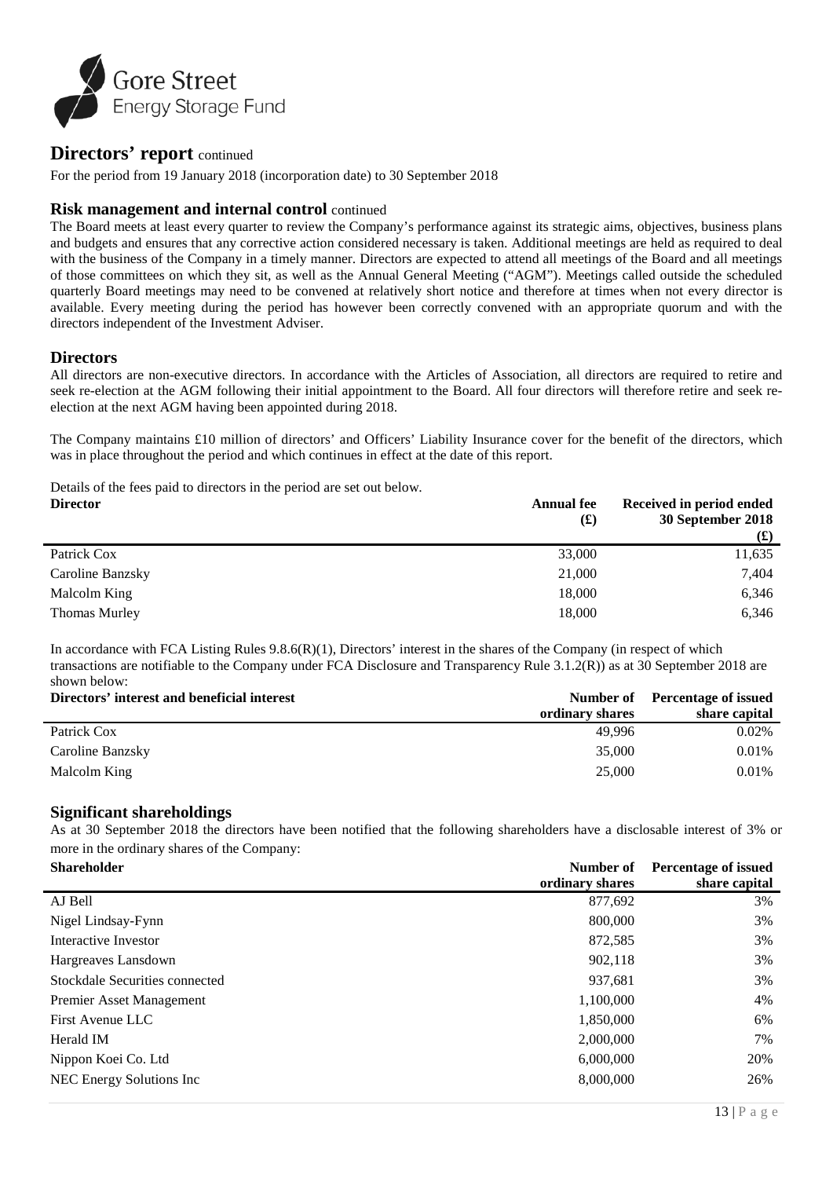# Directors' report continued

For the period from 19 January 2018 (incorporation date) to 30 September 2018

## Risk management and internal control continued

The Board meets at least every quarter to review the Company's performance against its strategic aims, objectives, business plans and budgets and ensures that any corrective action considered necessary is taken. Additional meetings are held as required to deal with the business of the Company in a timely manner. Directors are expected to attend all meetings of the Board and all meetings of those committees on which they sit, as well as the Annual General Meeting ("AGM"). Meetings called outside the scheduled quarterly Board meetings may need to be convened at relatively short notice and therefore at times when not every director is available. Every meeting during the period has however been correctly convened with an appropriate quorum and with the directors independent of the Investment Adviser.

## Directors

All directors are non-executive directors. In accordance with the Articles of Association, all directors are required to retire and seek re-election at the AGM following their initial appointment to the Board. All four directors will therefore retire and seek re-election at the next AGM having been appointed during 2018.

The Company maintains £10 million of directors' and Officers' Liability Insurance cover for the benefit of the directors, which was in place throughout the period and which continues in effect at the date of this report.

Details of the fees paid to directors in the period are set out below.

| Director | Annual fee (£) | Received in period ended 30 September 2018 (£) |
|---|---|---|
| Patrick Cox | 33,000 | 11,635 |
| Caroline Banzsky | 21,000 | 7,404 |
| Malcolm King | 18,000 | 6,346 |
| Thomas Murley | 18,000 | 6,346 |

In accordance with FCA Listing Rules 9.8.6(R)(1), Directors' interest in the shares of the Company (in respect of which transactions are notifiable to the Company under FCA Disclosure and Transparency Rule 3.1.2(R)) as at 30 September 2018 are shown below:

| Directors' interest and beneficial interest | Number of ordinary shares | Percentage of issued share capital |
|---|---|---|
| Patrick Cox | 49,996 | 0.02% |
| Caroline Banzsky | 35,000 | 0.01% |
| Malcolm King | 25,000 | 0.01% |

## Significant shareholdings

As at 30 September 2018 the directors have been notified that the following shareholders have a disclosable interest of 3% or more in the ordinary shares of the Company:

| Shareholder | Number of ordinary shares | Percentage of issued share capital |
|---|---|---|
| AJ Bell | 877,692 | 3% |
| Nigel Lindsay-Fynn | 800,000 | 3% |
| Interactive Investor | 872,585 | 3% |
| Hargreaves Lansdown | 902,118 | 3% |
| Stockdale Securities connected | 937,681 | 3% |
| Premier Asset Management | 1,100,000 | 4% |
| First Avenue LLC | 1,850,000 | 6% |
| Herald IM | 2,000,000 | 7% |
| Nippon Koei Co. Ltd | 6,000,000 | 20% |
| NEC Energy Solutions Inc | 8,000,000 | 26% |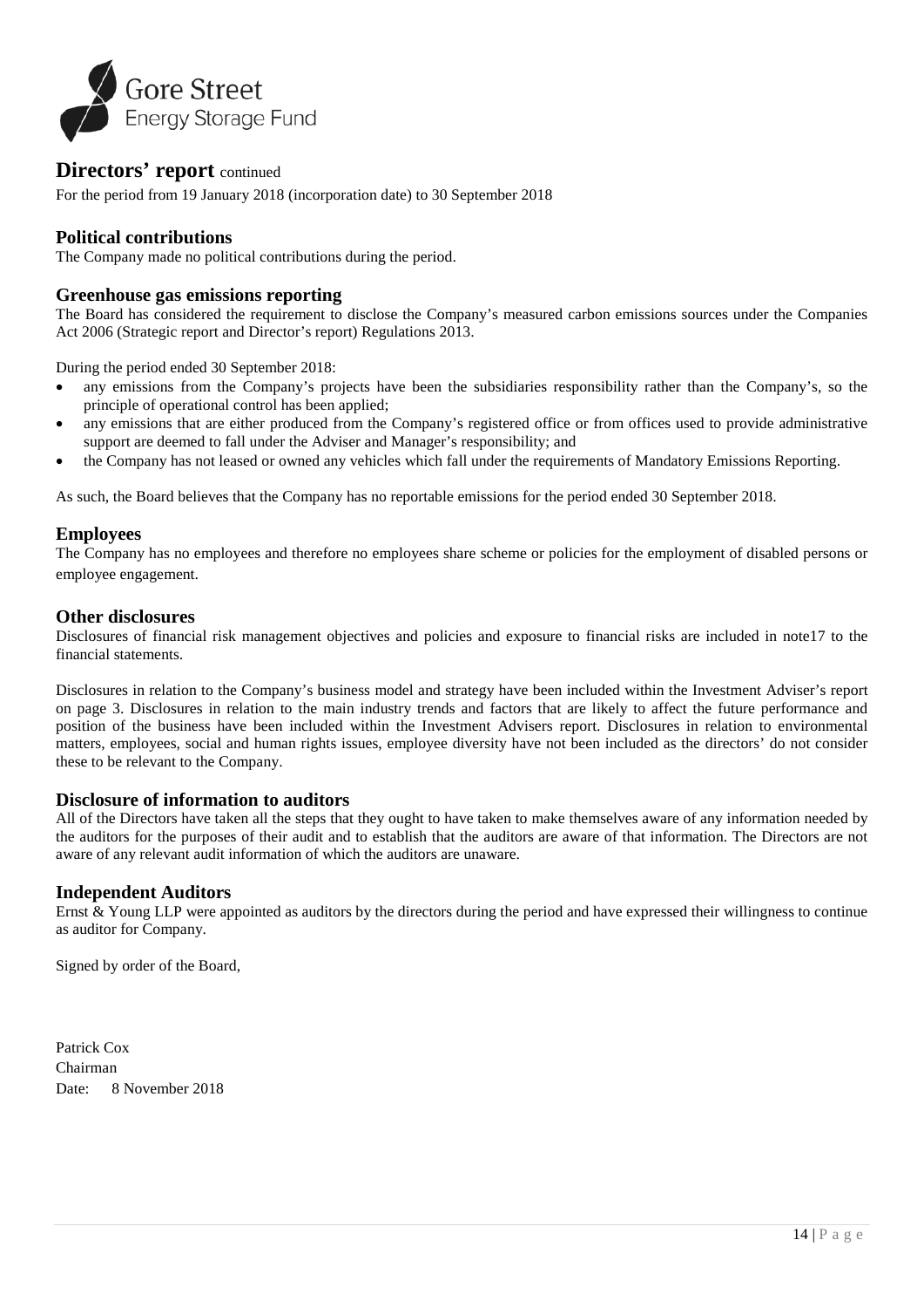## Directors' report continued

For the period from 19 January 2018 (incorporation date) to 30 September 2018

### Political contributions

The Company made no political contributions during the period.

### Greenhouse gas emissions reporting

The Board has considered the requirement to disclose the Company's measured carbon emissions sources under the Companies Act 2006 (Strategic report and Director's report) Regulations 2013.

During the period ended 30 September 2018:

- any emissions from the Company's projects have been the subsidiaries responsibility rather than the Company's, so the principle of operational control has been applied;
- any emissions that are either produced from the Company's registered office or from offices used to provide administrative support are deemed to fall under the Adviser and Manager's responsibility; and
- the Company has not leased or owned any vehicles which fall under the requirements of Mandatory Emissions Reporting.

As such, the Board believes that the Company has no reportable emissions for the period ended 30 September 2018.

### Employees

The Company has no employees and therefore no employees share scheme or policies for the employment of disabled persons or employee engagement.

### Other disclosures

Disclosures of financial risk management objectives and policies and exposure to financial risks are included in note17 to the financial statements.

Disclosures in relation to the Company's business model and strategy have been included within the Investment Adviser's report on page 3. Disclosures in relation to the main industry trends and factors that are likely to affect the future performance and position of the business have been included within the Investment Advisers report. Disclosures in relation to environmental matters, employees, social and human rights issues, employee diversity have not been included as the directors' do not consider these to be relevant to the Company.

### Disclosure of information to auditors

All of the Directors have taken all the steps that they ought to have taken to make themselves aware of any information needed by the auditors for the purposes of their audit and to establish that the auditors are aware of that information. The Directors are not aware of any relevant audit information of which the auditors are unaware.

### Independent Auditors

Ernst & Young LLP were appointed as auditors by the directors during the period and have expressed their willingness to continue as auditor for Company.

Signed by order of the Board,

Patrick Cox
Chairman
Date: 8 November 2018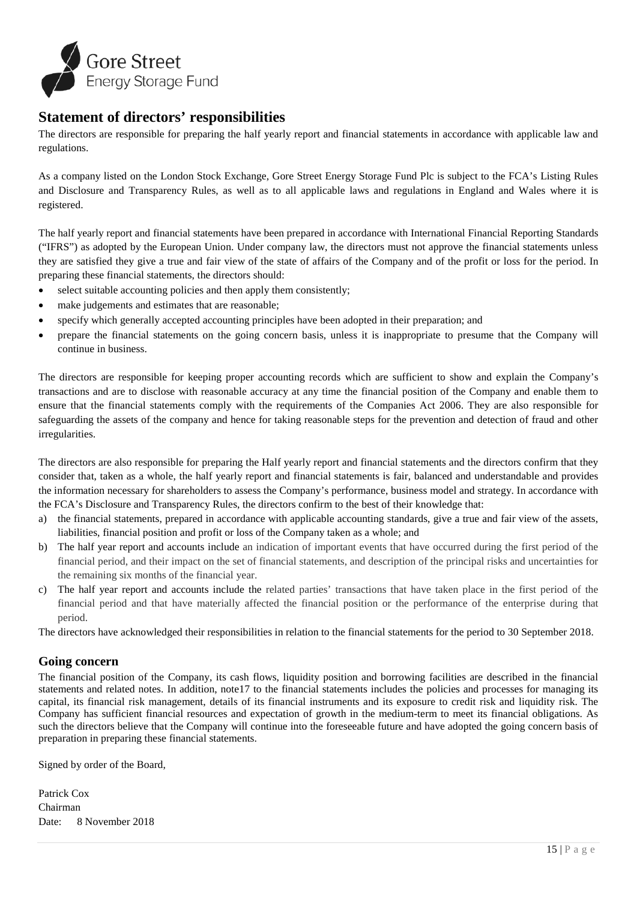## Statement of directors' responsibilities

The directors are responsible for preparing the half yearly report and financial statements in accordance with applicable law and regulations.

As a company listed on the London Stock Exchange, Gore Street Energy Storage Fund Plc is subject to the FCA's Listing Rules and Disclosure and Transparency Rules, as well as to all applicable laws and regulations in England and Wales where it is registered.

The half yearly report and financial statements have been prepared in accordance with International Financial Reporting Standards ("IFRS") as adopted by the European Union. Under company law, the directors must not approve the financial statements unless they are satisfied they give a true and fair view of the state of affairs of the Company and of the profit or loss for the period. In preparing these financial statements, the directors should:

- select suitable accounting policies and then apply them consistently;
- make judgements and estimates that are reasonable;
- specify which generally accepted accounting principles have been adopted in their preparation; and
- prepare the financial statements on the going concern basis, unless it is inappropriate to presume that the Company will continue in business.

The directors are responsible for keeping proper accounting records which are sufficient to show and explain the Company's transactions and are to disclose with reasonable accuracy at any time the financial position of the Company and enable them to ensure that the financial statements comply with the requirements of the Companies Act 2006. They are also responsible for safeguarding the assets of the company and hence for taking reasonable steps for the prevention and detection of fraud and other irregularities.

The directors are also responsible for preparing the Half yearly report and financial statements and the directors confirm that they consider that, taken as a whole, the half yearly report and financial statements is fair, balanced and understandable and provides the information necessary for shareholders to assess the Company's performance, business model and strategy. In accordance with the FCA's Disclosure and Transparency Rules, the directors confirm to the best of their knowledge that:

a) the financial statements, prepared in accordance with applicable accounting standards, give a true and fair view of the assets, liabilities, financial position and profit or loss of the Company taken as a whole; and
b) The half year report and accounts include an indication of important events that have occurred during the first period of the financial period, and their impact on the set of financial statements, and description of the principal risks and uncertainties for the remaining six months of the financial year.
c) The half year report and accounts include the related parties' transactions that have taken place in the first period of the financial period and that have materially affected the financial position or the performance of the enterprise during that period.

The directors have acknowledged their responsibilities in relation to the financial statements for the period to 30 September 2018.

## Going concern

The financial position of the Company, its cash flows, liquidity position and borrowing facilities are described in the financial statements and related notes. In addition, note17 to the financial statements includes the policies and processes for managing its capital, its financial risk management, details of its financial instruments and its exposure to credit risk and liquidity risk. The Company has sufficient financial resources and expectation of growth in the medium-term to meet its financial obligations. As such the directors believe that the Company will continue into the foreseeable future and have adopted the going concern basis of preparation in preparing these financial statements.

Signed by order of the Board,

Patrick Cox
Chairman
Date: 8 November 2018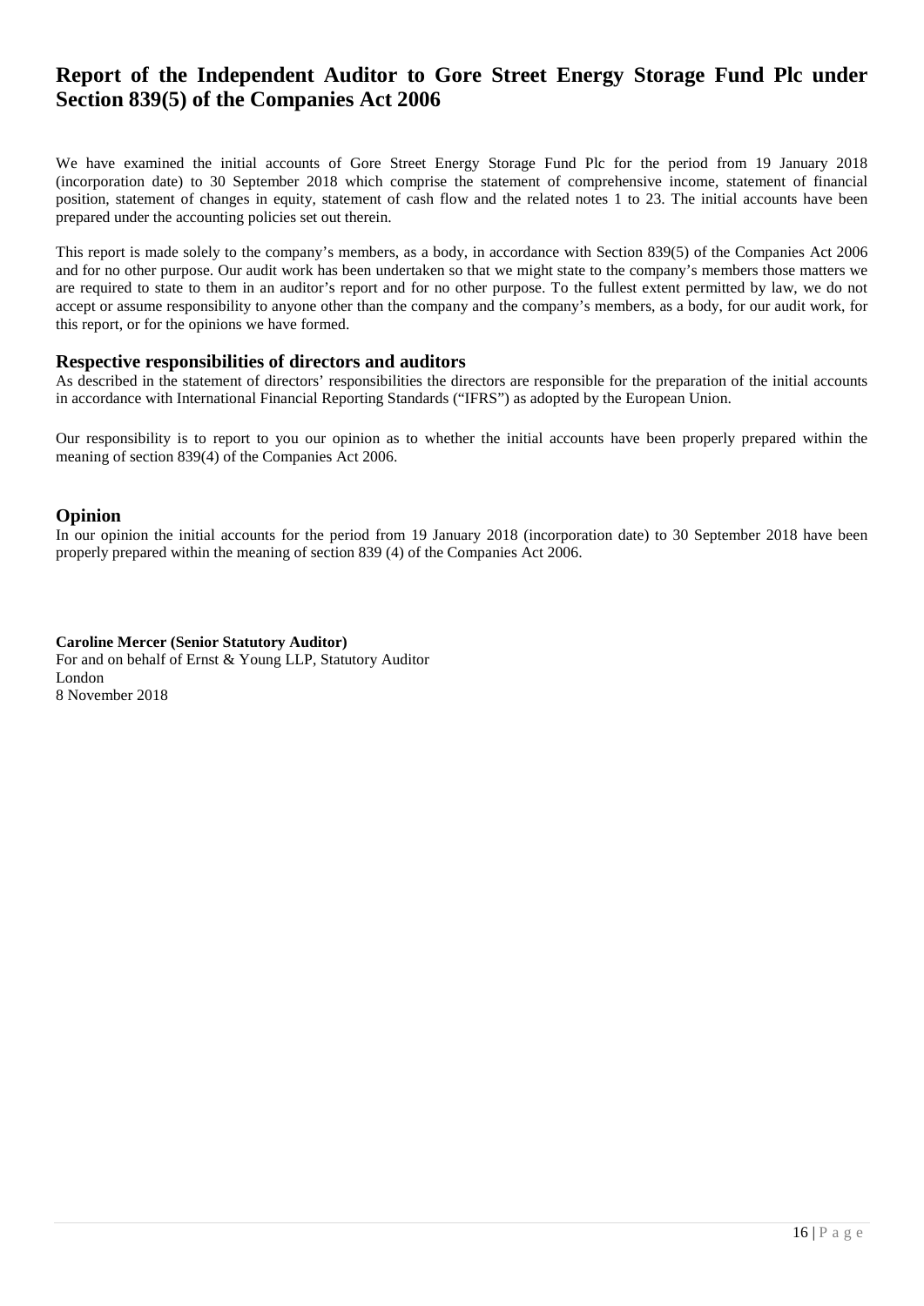# Report of the Independent Auditor to Gore Street Energy Storage Fund Plc under Section 839(5) of the Companies Act 2006

We have examined the initial accounts of Gore Street Energy Storage Fund Plc for the period from 19 January 2018 (incorporation date) to 30 September 2018 which comprise the statement of comprehensive income, statement of financial position, statement of changes in equity, statement of cash flow and the related notes 1 to 23. The initial accounts have been prepared under the accounting policies set out therein.

This report is made solely to the company's members, as a body, in accordance with Section 839(5) of the Companies Act 2006 and for no other purpose. Our audit work has been undertaken so that we might state to the company's members those matters we are required to state to them in an auditor's report and for no other purpose. To the fullest extent permitted by law, we do not accept or assume responsibility to anyone other than the company and the company's members, as a body, for our audit work, for this report, or for the opinions we have formed.

## Respective responsibilities of directors and auditors

As described in the statement of directors' responsibilities the directors are responsible for the preparation of the initial accounts in accordance with International Financial Reporting Standards ("IFRS") as adopted by the European Union.

Our responsibility is to report to you our opinion as to whether the initial accounts have been properly prepared within the meaning of section 839(4) of the Companies Act 2006.

## Opinion

In our opinion the initial accounts for the period from 19 January 2018 (incorporation date) to 30 September 2018 have been properly prepared within the meaning of section 839 (4) of the Companies Act 2006.

**Caroline Mercer (Senior Statutory Auditor)**
For and on behalf of Ernst & Young LLP, Statutory Auditor
London
8 November 2018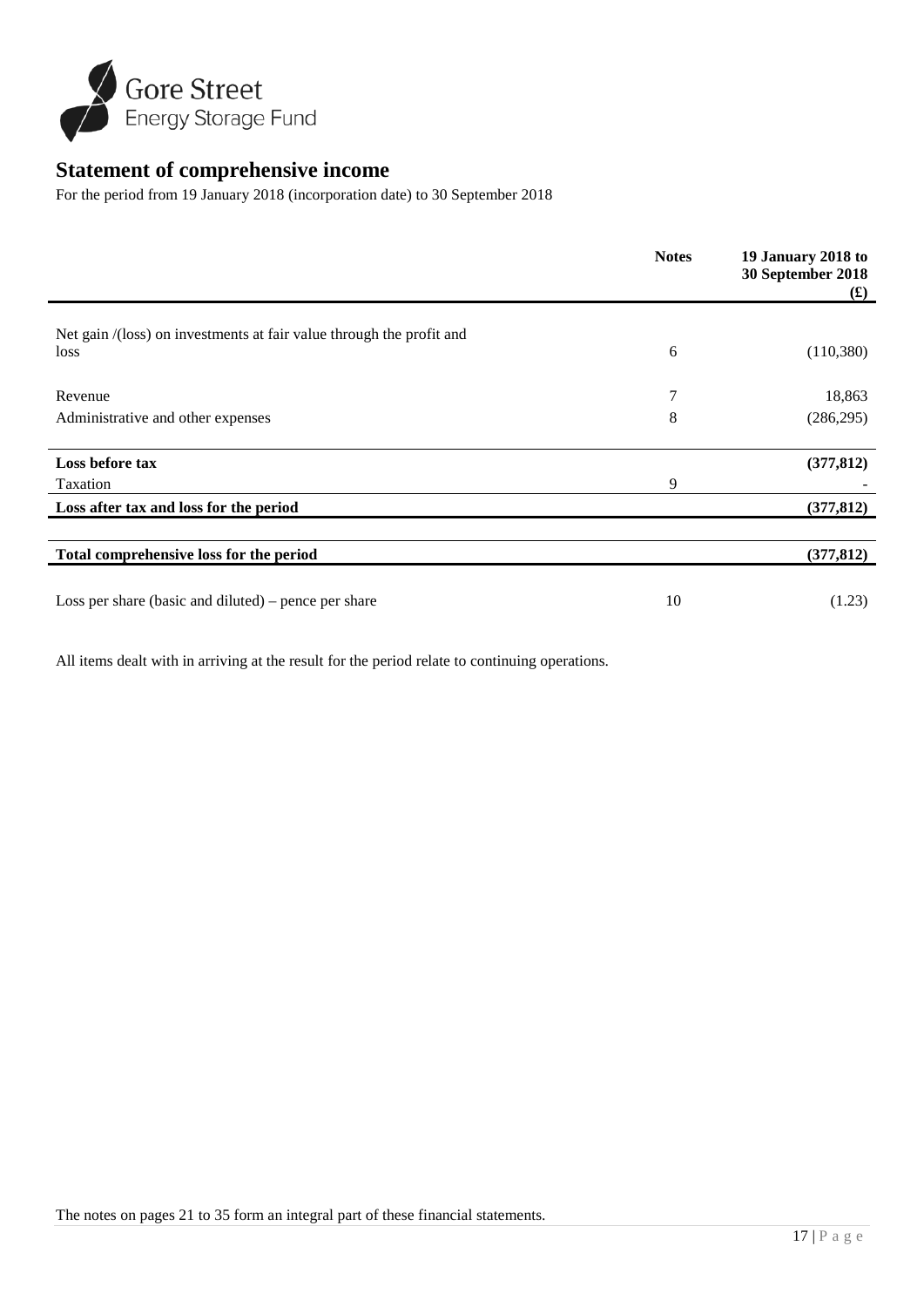# Statement of comprehensive income

For the period from 19 January 2018 (incorporation date) to 30 September 2018

| | Notes | 19 January 2018 to 30 September 2018 (£) |
|---|---|---|
| Net gain /(loss) on investments at fair value through the profit and loss | 6 | (110,380) |
| Revenue | 7 | 18,863 |
| Administrative and other expenses | 8 | (286,295) |
| **Loss before tax** | | **(377,812)** |
| Taxation | 9 | - |
| **Loss after tax and loss for the period** | | **(377,812)** |
| **Total comprehensive loss for the period** | | **(377,812)** |
| Loss per share (basic and diluted) – pence per share | 10 | (1.23) |

All items dealt with in arriving at the result for the period relate to continuing operations.

The notes on pages 21 to 35 form an integral part of these financial statements.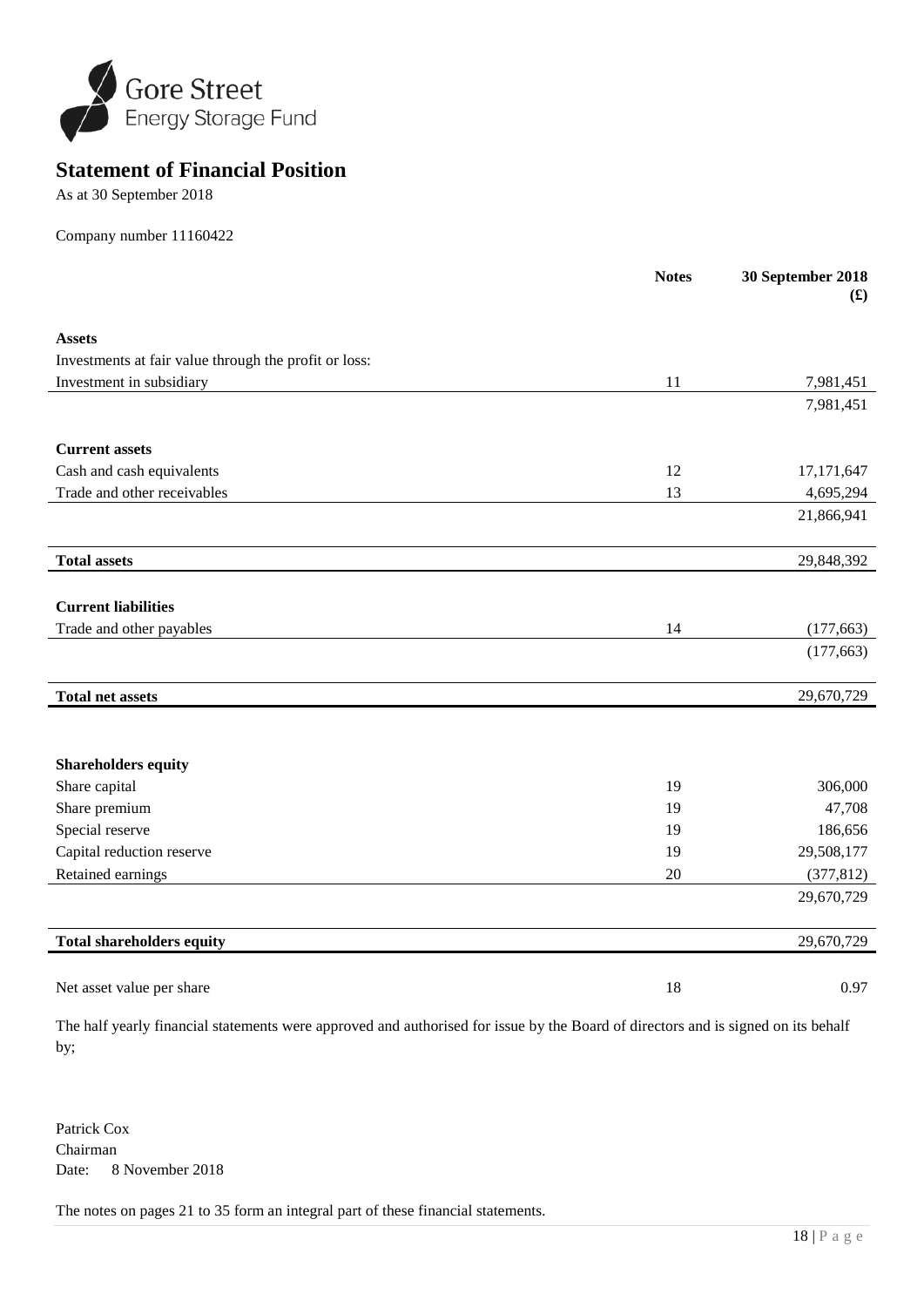# Statement of Financial Position

As at 30 September 2018

Company number 11160422

| | Notes | 30 September 2018 (£) |
|---|---|---|
| **Assets** | | |
| Investments at fair value through the profit or loss: | | |
| Investment in subsidiary | 11 | 7,981,451 |
| | | 7,981,451 |
| **Current assets** | | |
| Cash and cash equivalents | 12 | 17,171,647 |
| Trade and other receivables | 13 | 4,695,294 |
| | | 21,866,941 |
| **Total assets** | | 29,848,392 |
| **Current liabilities** | | |
| Trade and other payables | 14 | (177,663) |
| | | (177,663) |
| **Total net assets** | | 29,670,729 |
| **Shareholders equity** | | |
| Share capital | 19 | 306,000 |
| Share premium | 19 | 47,708 |
| Special reserve | 19 | 186,656 |
| Capital reduction reserve | 19 | 29,508,177 |
| Retained earnings | 20 | (377,812) |
| | | 29,670,729 |
| **Total shareholders equity** | | 29,670,729 |
| Net asset value per share | 18 | 0.97 |

The half yearly financial statements were approved and authorised for issue by the Board of directors and is signed on its behalf by;

Patrick Cox
Chairman
Date: 8 November 2018

The notes on pages 21 to 35 form an integral part of these financial statements.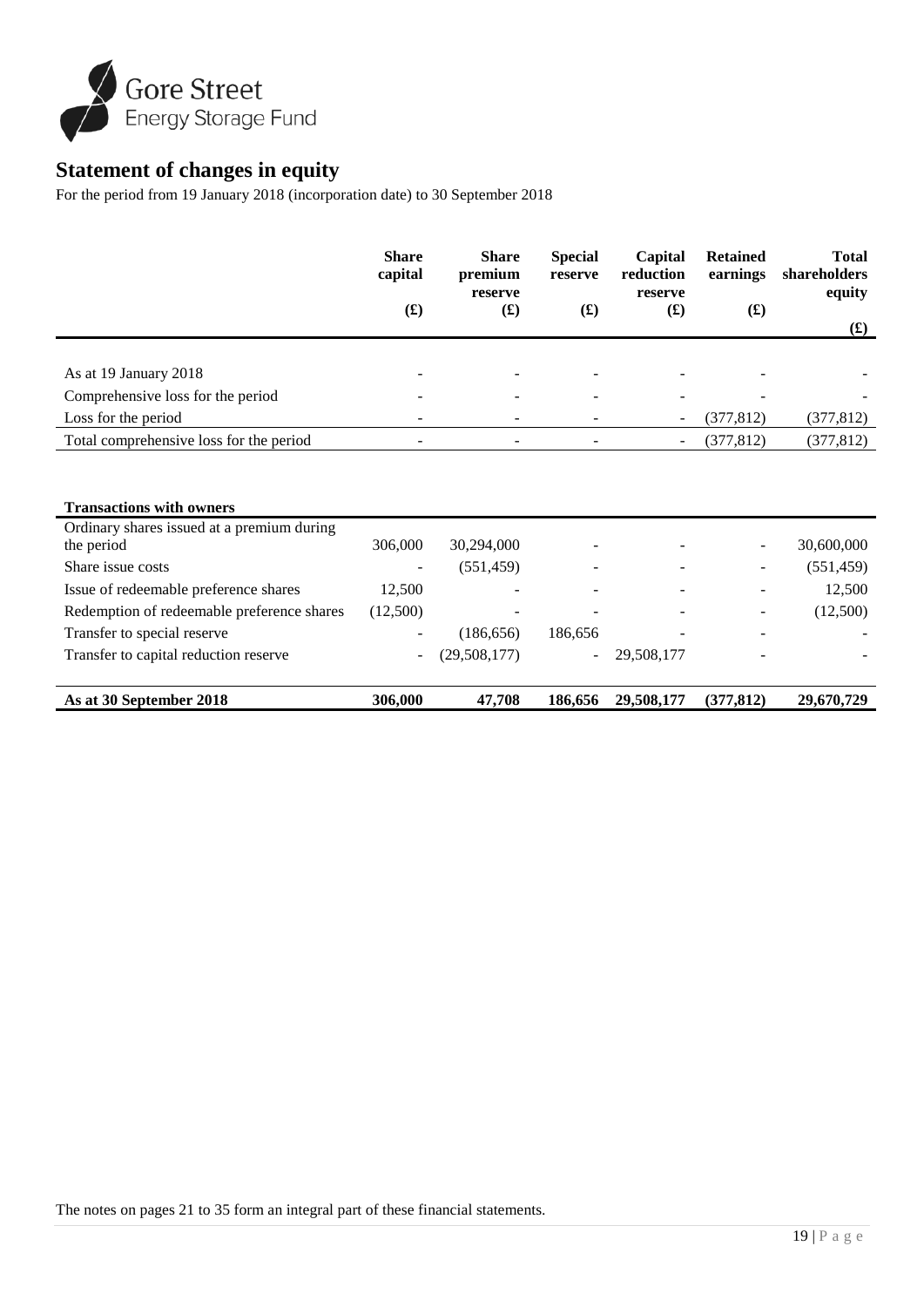# Statement of changes in equity

For the period from 19 January 2018 (incorporation date) to 30 September 2018

| | Share capital (£) | Share premium reserve (£) | Special reserve (£) | Capital reduction reserve (£) | Retained earnings (£) | Total shareholders equity (£) |
|---|---|---|---|---|---|---|
| As at 19 January 2018 | - | - | - | - | - | - |
| Comprehensive loss for the period | - | - | - | - | - | - |
| Loss for the period | - | - | - | - | (377,812) | (377,812) |
| Total comprehensive loss for the period | - | - | - | - | (377,812) | (377,812) |
| | | | | | | |
| **Transactions with owners** | | | | | | |
| Ordinary shares issued at a premium during the period | 306,000 | 30,294,000 | - | - | - | 30,600,000 |
| Share issue costs | - | (551,459) | - | - | - | (551,459) |
| Issue of redeemable preference shares | 12,500 | - | - | - | - | 12,500 |
| Redemption of redeemable preference shares | (12,500) | - | - | - | - | (12,500) |
| Transfer to special reserve | - | (186,656) | 186,656 | - | - | - |
| Transfer to capital reduction reserve | - | (29,508,177) | - | 29,508,177 | - | - |
| **As at 30 September 2018** | **306,000** | **47,708** | **186,656** | **29,508,177** | **(377,812)** | **29,670,729** |

The notes on pages 21 to 35 form an integral part of these financial statements.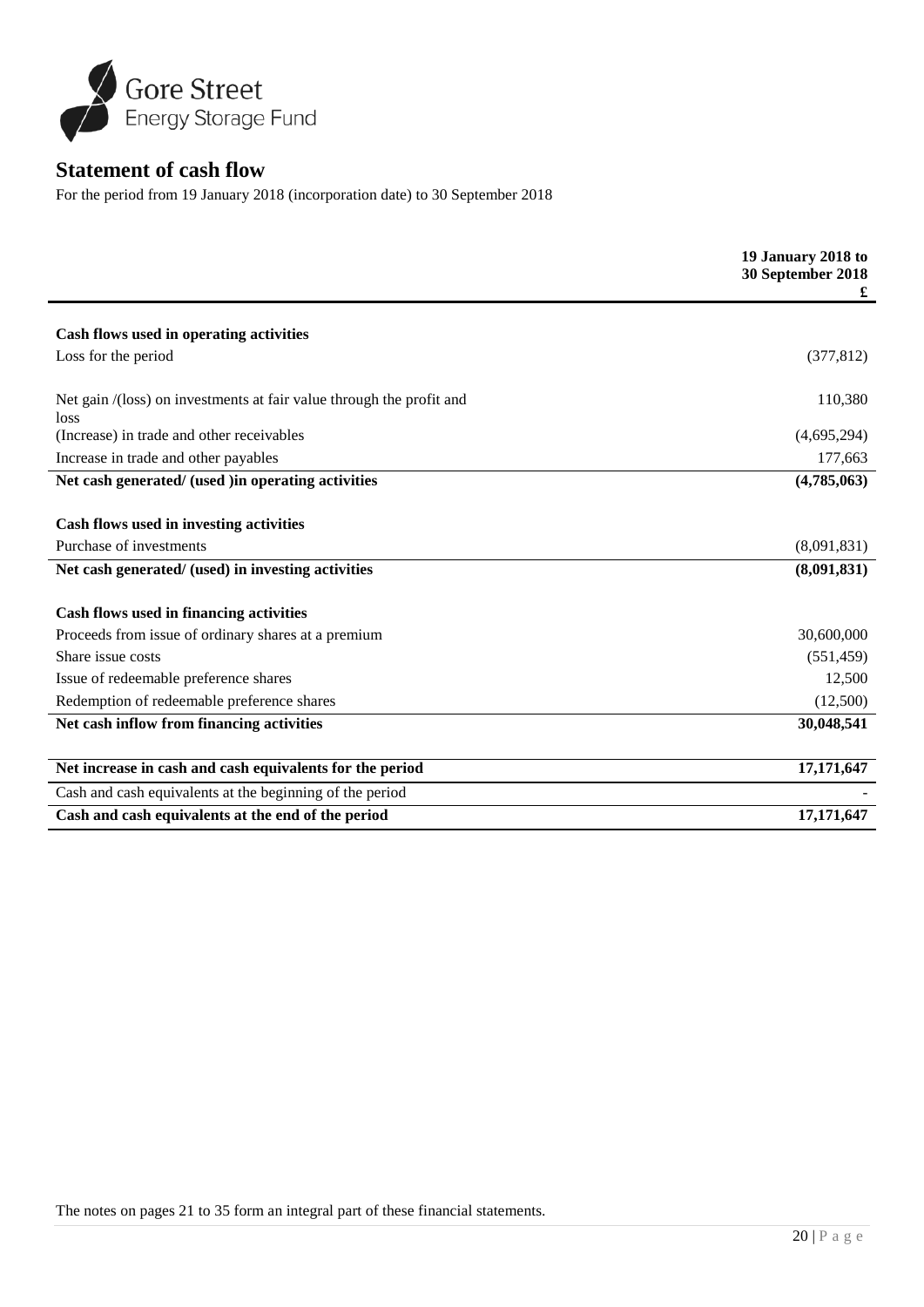Gore Street
Energy Storage Fund

## Statement of cash flow

For the period from 19 January 2018 (incorporation date) to 30 September 2018

| | 19 January 2018 to 30 September 2018 £ |
|---|---|
| **Cash flows used in operating activities** | |
| Loss for the period | (377,812) |
| Net gain /(loss) on investments at fair value through the profit and loss | 110,380 |
| (Increase) in trade and other receivables | (4,695,294) |
| Increase in trade and other payables | 177,663 |
| **Net cash generated/ (used )in operating activities** | **(4,785,063)** |
| **Cash flows used in investing activities** | |
| Purchase of investments | (8,091,831) |
| **Net cash generated/ (used) in investing activities** | **(8,091,831)** |
| **Cash flows used in financing activities** | |
| Proceeds from issue of ordinary shares at a premium | 30,600,000 |
| Share issue costs | (551,459) |
| Issue of redeemable preference shares | 12,500 |
| Redemption of redeemable preference shares | (12,500) |
| **Net cash inflow from financing activities** | **30,048,541** |
| **Net increase in cash and cash equivalents for the period** | **17,171,647** |
| Cash and cash equivalents at the beginning of the period | - |
| **Cash and cash equivalents at the end of the period** | **17,171,647** |

The notes on pages 21 to 35 form an integral part of these financial statements.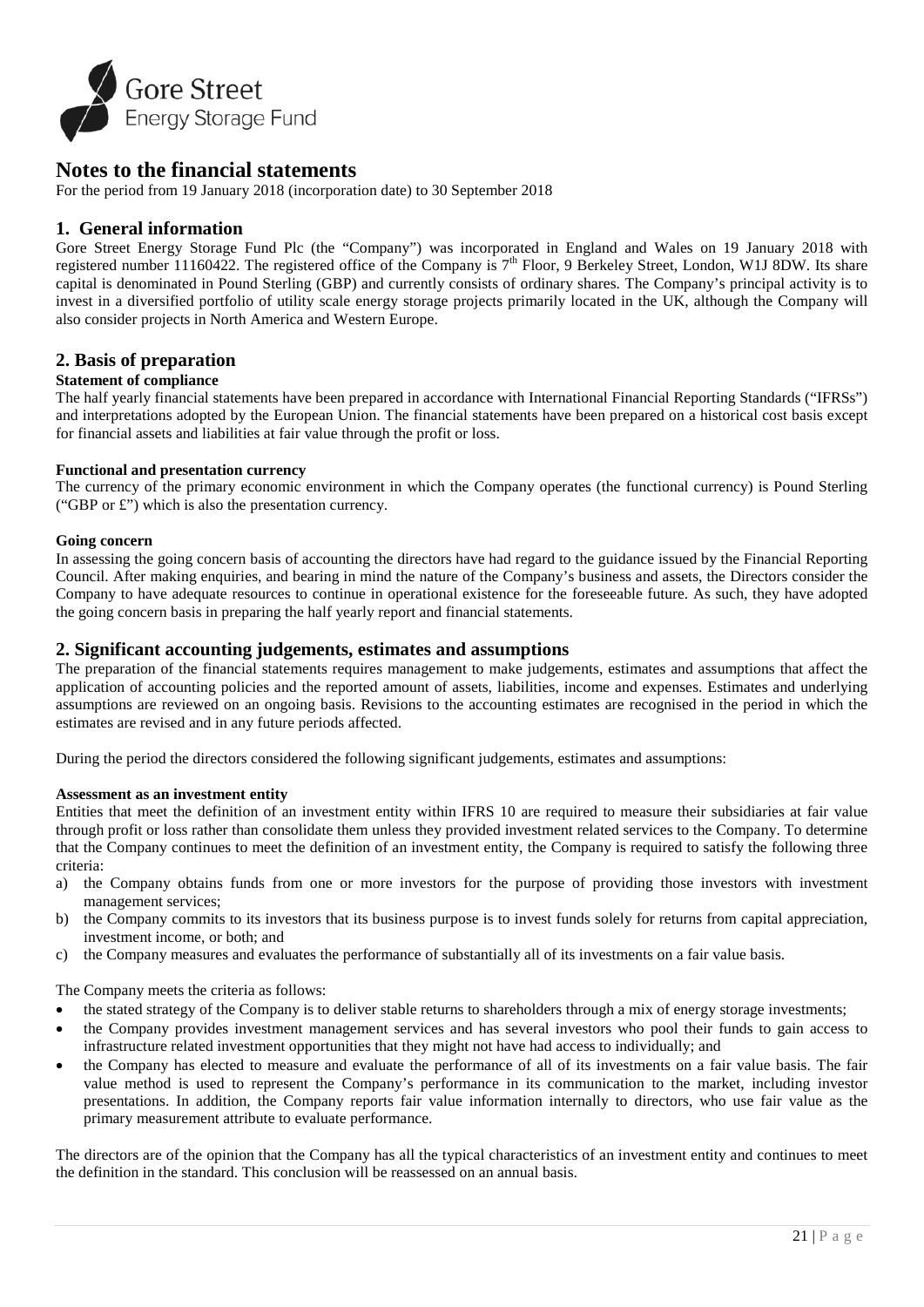# Notes to the financial statements

For the period from 19 January 2018 (incorporation date) to 30 September 2018

## 1. General information

Gore Street Energy Storage Fund Plc (the "Company") was incorporated in England and Wales on 19 January 2018 with registered number 11160422. The registered office of the Company is 7th Floor, 9 Berkeley Street, London, W1J 8DW. Its share capital is denominated in Pound Sterling (GBP) and currently consists of ordinary shares. The Company's principal activity is to invest in a diversified portfolio of utility scale energy storage projects primarily located in the UK, although the Company will also consider projects in North America and Western Europe.

## 2. Basis of preparation

**Statement of compliance**

The half yearly financial statements have been prepared in accordance with International Financial Reporting Standards ("IFRSs") and interpretations adopted by the European Union. The financial statements have been prepared on a historical cost basis except for financial assets and liabilities at fair value through the profit or loss.

**Functional and presentation currency**

The currency of the primary economic environment in which the Company operates (the functional currency) is Pound Sterling ("GBP or £") which is also the presentation currency.

**Going concern**

In assessing the going concern basis of accounting the directors have had regard to the guidance issued by the Financial Reporting Council. After making enquiries, and bearing in mind the nature of the Company's business and assets, the Directors consider the Company to have adequate resources to continue in operational existence for the foreseeable future. As such, they have adopted the going concern basis in preparing the half yearly report and financial statements.

## 2. Significant accounting judgements, estimates and assumptions

The preparation of the financial statements requires management to make judgements, estimates and assumptions that affect the application of accounting policies and the reported amount of assets, liabilities, income and expenses. Estimates and underlying assumptions are reviewed on an ongoing basis. Revisions to the accounting estimates are recognised in the period in which the estimates are revised and in any future periods affected.

During the period the directors considered the following significant judgements, estimates and assumptions:

**Assessment as an investment entity**

Entities that meet the definition of an investment entity within IFRS 10 are required to measure their subsidiaries at fair value through profit or loss rather than consolidate them unless they provided investment related services to the Company. To determine that the Company continues to meet the definition of an investment entity, the Company is required to satisfy the following three criteria:

a) the Company obtains funds from one or more investors for the purpose of providing those investors with investment management services;
b) the Company commits to its investors that its business purpose is to invest funds solely for returns from capital appreciation, investment income, or both; and
c) the Company measures and evaluates the performance of substantially all of its investments on a fair value basis.

The Company meets the criteria as follows:

- the stated strategy of the Company is to deliver stable returns to shareholders through a mix of energy storage investments;
- the Company provides investment management services and has several investors who pool their funds to gain access to infrastructure related investment opportunities that they might not have had access to individually; and
- the Company has elected to measure and evaluate the performance of all of its investments on a fair value basis. The fair value method is used to represent the Company's performance in its communication to the market, including investor presentations. In addition, the Company reports fair value information internally to directors, who use fair value as the primary measurement attribute to evaluate performance.

The directors are of the opinion that the Company has all the typical characteristics of an investment entity and continues to meet the definition in the standard. This conclusion will be reassessed on an annual basis.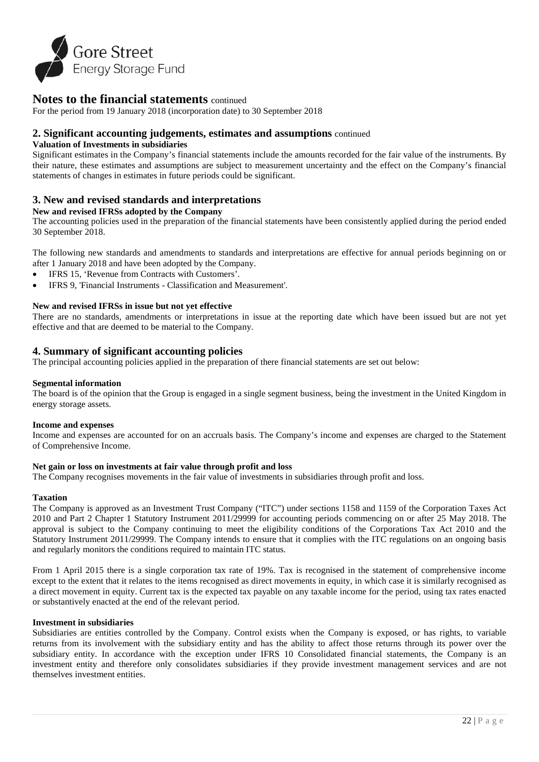# Notes to the financial statements continued

For the period from 19 January 2018 (incorporation date) to 30 September 2018

## 2. Significant accounting judgements, estimates and assumptions continued

**Valuation of Investments in subsidiaries**

Significant estimates in the Company's financial statements include the amounts recorded for the fair value of the instruments. By their nature, these estimates and assumptions are subject to measurement uncertainty and the effect on the Company's financial statements of changes in estimates in future periods could be significant.

## 3. New and revised standards and interpretations

**New and revised IFRSs adopted by the Company**

The accounting policies used in the preparation of the financial statements have been consistently applied during the period ended 30 September 2018.

The following new standards and amendments to standards and interpretations are effective for annual periods beginning on or after 1 January 2018 and have been adopted by the Company.

- IFRS 15, 'Revenue from Contracts with Customers'.
- IFRS 9, 'Financial Instruments - Classification and Measurement'.

**New and revised IFRSs in issue but not yet effective**

There are no standards, amendments or interpretations in issue at the reporting date which have been issued but are not yet effective and that are deemed to be material to the Company.

## 4. Summary of significant accounting policies

The principal accounting policies applied in the preparation of there financial statements are set out below:

**Segmental information**

The board is of the opinion that the Group is engaged in a single segment business, being the investment in the United Kingdom in energy storage assets.

**Income and expenses**

Income and expenses are accounted for on an accruals basis. The Company's income and expenses are charged to the Statement of Comprehensive Income.

**Net gain or loss on investments at fair value through profit and loss**

The Company recognises movements in the fair value of investments in subsidiaries through profit and loss.

**Taxation**

The Company is approved as an Investment Trust Company ("ITC") under sections 1158 and 1159 of the Corporation Taxes Act 2010 and Part 2 Chapter 1 Statutory Instrument 2011/29999 for accounting periods commencing on or after 25 May 2018. The approval is subject to the Company continuing to meet the eligibility conditions of the Corporations Tax Act 2010 and the Statutory Instrument 2011/29999. The Company intends to ensure that it complies with the ITC regulations on an ongoing basis and regularly monitors the conditions required to maintain ITC status.

From 1 April 2015 there is a single corporation tax rate of 19%. Tax is recognised in the statement of comprehensive income except to the extent that it relates to the items recognised as direct movements in equity, in which case it is similarly recognised as a direct movement in equity. Current tax is the expected tax payable on any taxable income for the period, using tax rates enacted or substantively enacted at the end of the relevant period.

**Investment in subsidiaries**

Subsidiaries are entities controlled by the Company. Control exists when the Company is exposed, or has rights, to variable returns from its involvement with the subsidiary entity and has the ability to affect those returns through its power over the subsidiary entity. In accordance with the exception under IFRS 10 Consolidated financial statements, the Company is an investment entity and therefore only consolidates subsidiaries if they provide investment management services and are not themselves investment entities.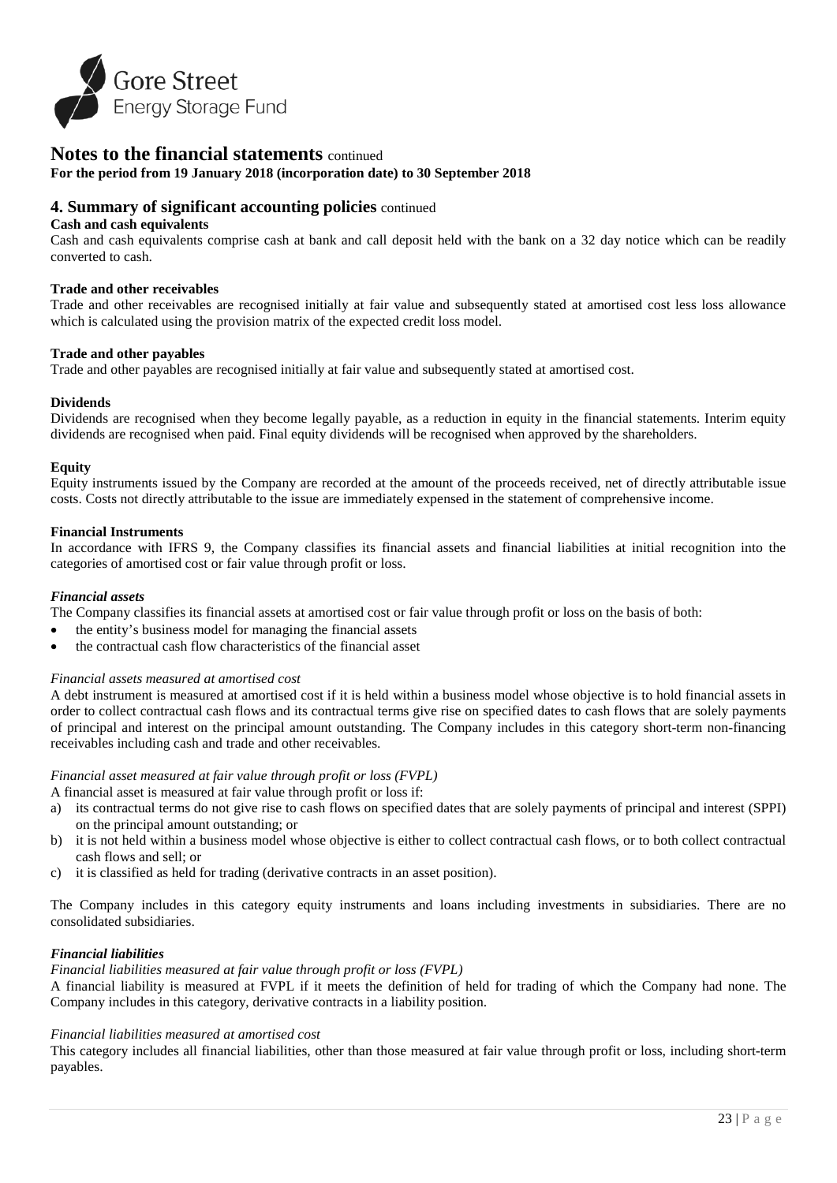# Notes to the financial statements continued

**For the period from 19 January 2018 (incorporation date) to 30 September 2018**

## 4. Summary of significant accounting policies continued

**Cash and cash equivalents**

Cash and cash equivalents comprise cash at bank and call deposit held with the bank on a 32 day notice which can be readily converted to cash.

**Trade and other receivables**

Trade and other receivables are recognised initially at fair value and subsequently stated at amortised cost less loss allowance which is calculated using the provision matrix of the expected credit loss model.

**Trade and other payables**

Trade and other payables are recognised initially at fair value and subsequently stated at amortised cost.

**Dividends**

Dividends are recognised when they become legally payable, as a reduction in equity in the financial statements. Interim equity dividends are recognised when paid. Final equity dividends will be recognised when approved by the shareholders.

**Equity**

Equity instruments issued by the Company are recorded at the amount of the proceeds received, net of directly attributable issue costs. Costs not directly attributable to the issue are immediately expensed in the statement of comprehensive income.

**Financial Instruments**

In accordance with IFRS 9, the Company classifies its financial assets and financial liabilities at initial recognition into the categories of amortised cost or fair value through profit or loss.

***Financial assets***

The Company classifies its financial assets at amortised cost or fair value through profit or loss on the basis of both:

- the entity's business model for managing the financial assets
- the contractual cash flow characteristics of the financial asset

*Financial assets measured at amortised cost*

A debt instrument is measured at amortised cost if it is held within a business model whose objective is to hold financial assets in order to collect contractual cash flows and its contractual terms give rise on specified dates to cash flows that are solely payments of principal and interest on the principal amount outstanding. The Company includes in this category short-term non-financing receivables including cash and trade and other receivables.

*Financial asset measured at fair value through profit or loss (FVPL)*

A financial asset is measured at fair value through profit or loss if:

a) its contractual terms do not give rise to cash flows on specified dates that are solely payments of principal and interest (SPPI) on the principal amount outstanding; or
b) it is not held within a business model whose objective is either to collect contractual cash flows, or to both collect contractual cash flows and sell; or
c) it is classified as held for trading (derivative contracts in an asset position).

The Company includes in this category equity instruments and loans including investments in subsidiaries. There are no consolidated subsidiaries.

***Financial liabilities***

*Financial liabilities measured at fair value through profit or loss (FVPL)*

A financial liability is measured at FVPL if it meets the definition of held for trading of which the Company had none. The Company includes in this category, derivative contracts in a liability position.

*Financial liabilities measured at amortised cost*

This category includes all financial liabilities, other than those measured at fair value through profit or loss, including short-term payables.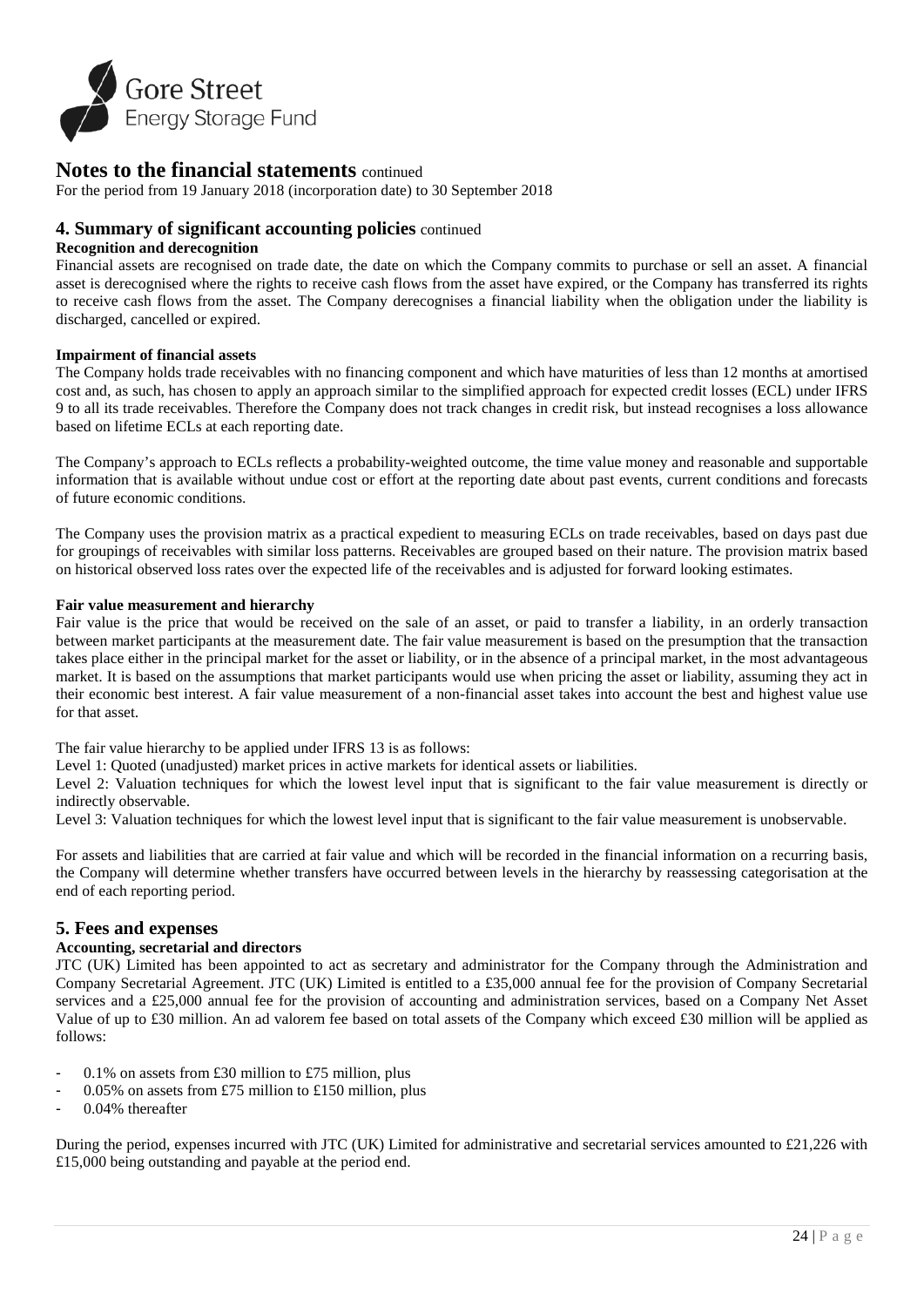# Notes to the financial statements continued

For the period from 19 January 2018 (incorporation date) to 30 September 2018

## 4. Summary of significant accounting policies continued

### Recognition and derecognition

Financial assets are recognised on trade date, the date on which the Company commits to purchase or sell an asset. A financial asset is derecognised where the rights to receive cash flows from the asset have expired, or the Company has transferred its rights to receive cash flows from the asset. The Company derecognises a financial liability when the obligation under the liability is discharged, cancelled or expired.

### Impairment of financial assets

The Company holds trade receivables with no financing component and which have maturities of less than 12 months at amortised cost and, as such, has chosen to apply an approach similar to the simplified approach for expected credit losses (ECL) under IFRS 9 to all its trade receivables. Therefore the Company does not track changes in credit risk, but instead recognises a loss allowance based on lifetime ECLs at each reporting date.

The Company's approach to ECLs reflects a probability-weighted outcome, the time value money and reasonable and supportable information that is available without undue cost or effort at the reporting date about past events, current conditions and forecasts of future economic conditions.

The Company uses the provision matrix as a practical expedient to measuring ECLs on trade receivables, based on days past due for groupings of receivables with similar loss patterns. Receivables are grouped based on their nature. The provision matrix based on historical observed loss rates over the expected life of the receivables and is adjusted for forward looking estimates.

### Fair value measurement and hierarchy

Fair value is the price that would be received on the sale of an asset, or paid to transfer a liability, in an orderly transaction between market participants at the measurement date. The fair value measurement is based on the presumption that the transaction takes place either in the principal market for the asset or liability, or in the absence of a principal market, in the most advantageous market. It is based on the assumptions that market participants would use when pricing the asset or liability, assuming they act in their economic best interest. A fair value measurement of a non-financial asset takes into account the best and highest value use for that asset.

The fair value hierarchy to be applied under IFRS 13 is as follows:

Level 1: Quoted (unadjusted) market prices in active markets for identical assets or liabilities.

Level 2: Valuation techniques for which the lowest level input that is significant to the fair value measurement is directly or indirectly observable.

Level 3: Valuation techniques for which the lowest level input that is significant to the fair value measurement is unobservable.

For assets and liabilities that are carried at fair value and which will be recorded in the financial information on a recurring basis, the Company will determine whether transfers have occurred between levels in the hierarchy by reassessing categorisation at the end of each reporting period.

## 5. Fees and expenses

### Accounting, secretarial and directors

JTC (UK) Limited has been appointed to act as secretary and administrator for the Company through the Administration and Company Secretarial Agreement. JTC (UK) Limited is entitled to a £35,000 annual fee for the provision of Company Secretarial services and a £25,000 annual fee for the provision of accounting and administration services, based on a Company Net Asset Value of up to £30 million. An ad valorem fee based on total assets of the Company which exceed £30 million will be applied as follows:

- 0.1% on assets from £30 million to £75 million, plus
- 0.05% on assets from £75 million to £150 million, plus
- 0.04% thereafter

During the period, expenses incurred with JTC (UK) Limited for administrative and secretarial services amounted to £21,226 with £15,000 being outstanding and payable at the period end.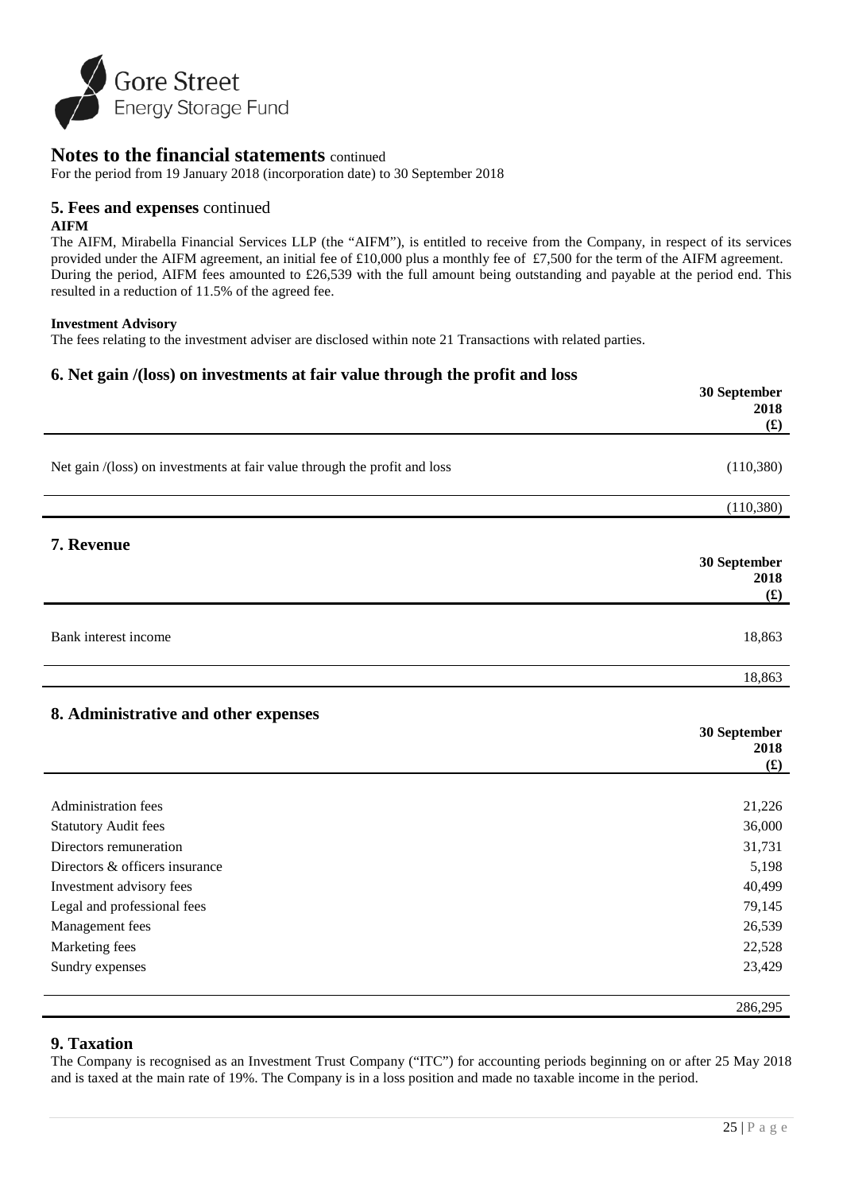## Notes to the financial statements continued

For the period from 19 January 2018 (incorporation date) to 30 September 2018

### 5. Fees and expenses continued

**AIFM**

The AIFM, Mirabella Financial Services LLP (the "AIFM"), is entitled to receive from the Company, in respect of its services provided under the AIFM agreement, an initial fee of £10,000 plus a monthly fee of £7,500 for the term of the AIFM agreement. During the period, AIFM fees amounted to £26,539 with the full amount being outstanding and payable at the period end. This resulted in a reduction of 11.5% of the agreed fee.

**Investment Advisory**

The fees relating to the investment adviser are disclosed within note 21 Transactions with related parties.

### 6. Net gain /(loss) on investments at fair value through the profit and loss

| | 30 September 2018 (£) |
|---|---|
| Net gain /(loss) on investments at fair value through the profit and loss | (110,380) |
| | (110,380) |

### 7. Revenue

| | 30 September 2018 (£) |
|---|---|
| Bank interest income | 18,863 |
| | 18,863 |

### 8. Administrative and other expenses

| | 30 September 2018 (£) |
|---|---|
| Administration fees | 21,226 |
| Statutory Audit fees | 36,000 |
| Directors remuneration | 31,731 |
| Directors & officers insurance | 5,198 |
| Investment advisory fees | 40,499 |
| Legal and professional fees | 79,145 |
| Management fees | 26,539 |
| Marketing fees | 22,528 |
| Sundry expenses | 23,429 |
| | 286,295 |

### 9. Taxation

The Company is recognised as an Investment Trust Company ("ITC") for accounting periods beginning on or after 25 May 2018 and is taxed at the main rate of 19%. The Company is in a loss position and made no taxable income in the period.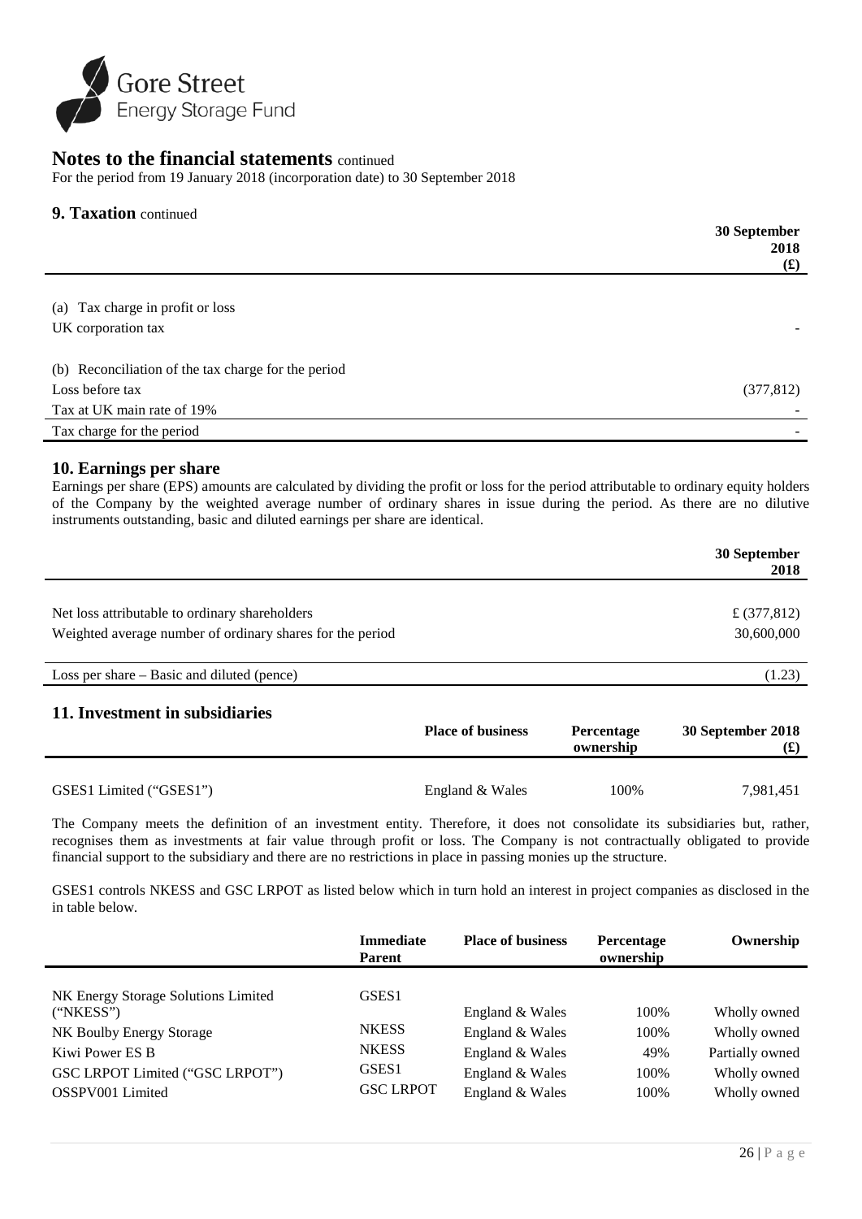## Notes to the financial statements continued

For the period from 19 January 2018 (incorporation date) to 30 September 2018

### 9. Taxation continued

| | 30 September 2018 (£) |
|---|---|
| (a) Tax charge in profit or loss | |
| UK corporation tax | - |
| (b) Reconciliation of the tax charge for the period | |
| Loss before tax | (377,812) |
| Tax at UK main rate of 19% | - |
| Tax charge for the period | - |

### 10. Earnings per share

Earnings per share (EPS) amounts are calculated by dividing the profit or loss for the period attributable to ordinary equity holders of the Company by the weighted average number of ordinary shares in issue during the period. As there are no dilutive instruments outstanding, basic and diluted earnings per share are identical.

| | 30 September 2018 |
|---|---|
| Net loss attributable to ordinary shareholders | £ (377,812) |
| Weighted average number of ordinary shares for the period | 30,600,000 |
| Loss per share – Basic and diluted (pence) | (1.23) |

### 11. Investment in subsidiaries

| | Place of business | Percentage ownership | 30 September 2018 (£) |
|---|---|---|---|
| GSES1 Limited ("GSES1") | England & Wales | 100% | 7,981,451 |

The Company meets the definition of an investment entity. Therefore, it does not consolidate its subsidiaries but, rather, recognises them as investments at fair value through profit or loss. The Company is not contractually obligated to provide financial support to the subsidiary and there are no restrictions in place in passing monies up the structure.

GSES1 controls NKESS and GSC LRPOT as listed below which in turn hold an interest in project companies as disclosed in the in table below.

| | Immediate Parent | Place of business | Percentage ownership | Ownership |
|---|---|---|---|---|
| NK Energy Storage Solutions Limited ("NKESS") | GSES1 | England & Wales | 100% | Wholly owned |
| NK Boulby Energy Storage | NKESS | England & Wales | 100% | Wholly owned |
| Kiwi Power ES B | NKESS | England & Wales | 49% | Partially owned |
| GSC LRPOT Limited ("GSC LRPOT") | GSES1 | England & Wales | 100% | Wholly owned |
| OSSPV001 Limited | GSC LRPOT | England & Wales | 100% | Wholly owned |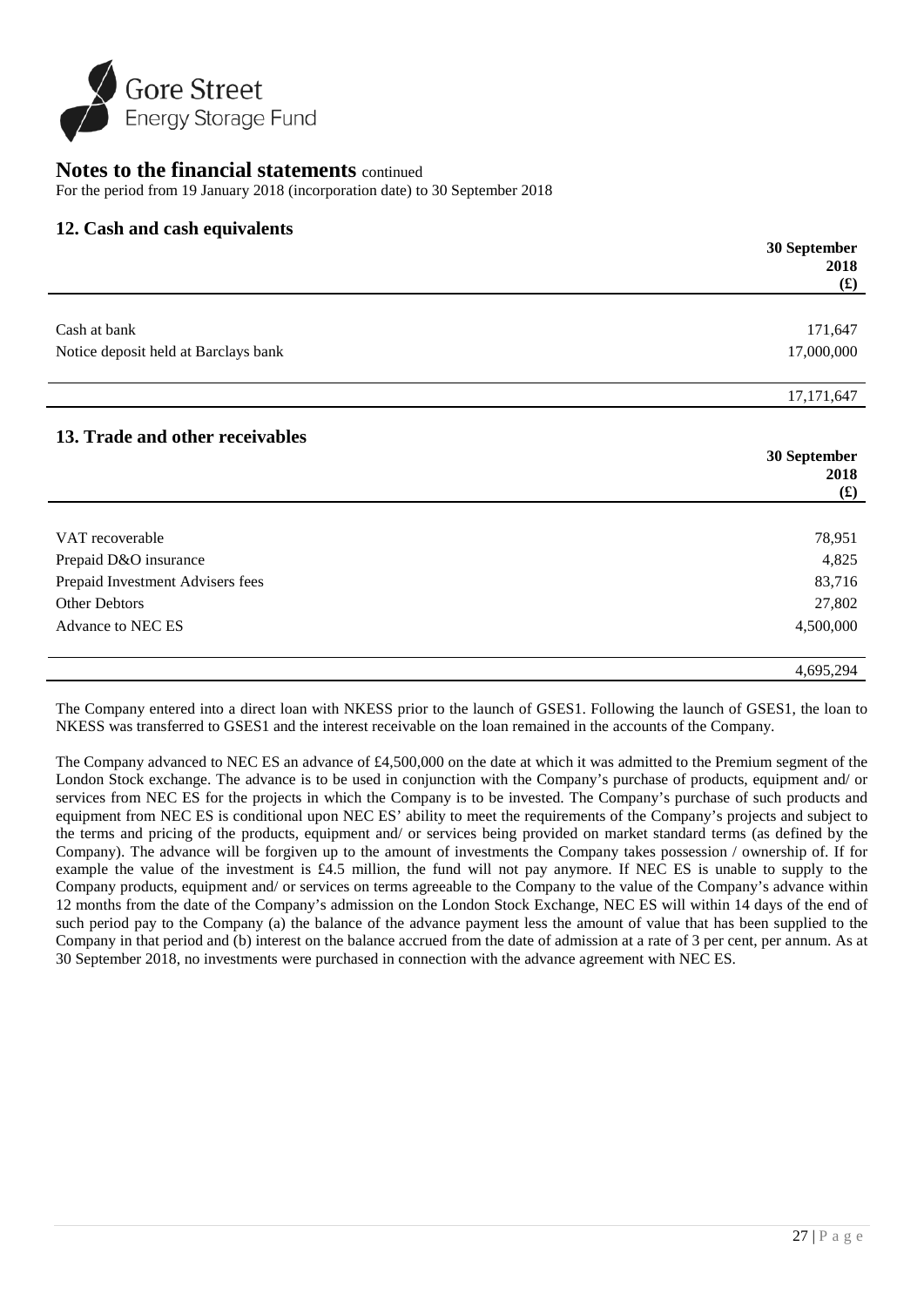# Notes to the financial statements continued

For the period from 19 January 2018 (incorporation date) to 30 September 2018

## 12. Cash and cash equivalents

| | 30 September 2018 (£) |
|---|---|
| Cash at bank | 171,647 |
| Notice deposit held at Barclays bank | 17,000,000 |
| | 17,171,647 |

## 13. Trade and other receivables

| | 30 September 2018 (£) |
|---|---|
| VAT recoverable | 78,951 |
| Prepaid D&O insurance | 4,825 |
| Prepaid Investment Advisers fees | 83,716 |
| Other Debtors | 27,802 |
| Advance to NEC ES | 4,500,000 |
| | 4,695,294 |

The Company entered into a direct loan with NKESS prior to the launch of GSES1. Following the launch of GSES1, the loan to NKESS was transferred to GSES1 and the interest receivable on the loan remained in the accounts of the Company.

The Company advanced to NEC ES an advance of £4,500,000 on the date at which it was admitted to the Premium segment of the London Stock exchange. The advance is to be used in conjunction with the Company's purchase of products, equipment and/ or services from NEC ES for the projects in which the Company is to be invested. The Company's purchase of such products and equipment from NEC ES is conditional upon NEC ES' ability to meet the requirements of the Company's projects and subject to the terms and pricing of the products, equipment and/ or services being provided on market standard terms (as defined by the Company). The advance will be forgiven up to the amount of investments the Company takes possession / ownership of. If for example the value of the investment is £4.5 million, the fund will not pay anymore. If NEC ES is unable to supply to the Company products, equipment and/ or services on terms agreeable to the Company to the value of the Company's advance within 12 months from the date of the Company's admission on the London Stock Exchange, NEC ES will within 14 days of the end of such period pay to the Company (a) the balance of the advance payment less the amount of value that has been supplied to the Company in that period and (b) interest on the balance accrued from the date of admission at a rate of 3 per cent, per annum. As at 30 September 2018, no investments were purchased in connection with the advance agreement with NEC ES.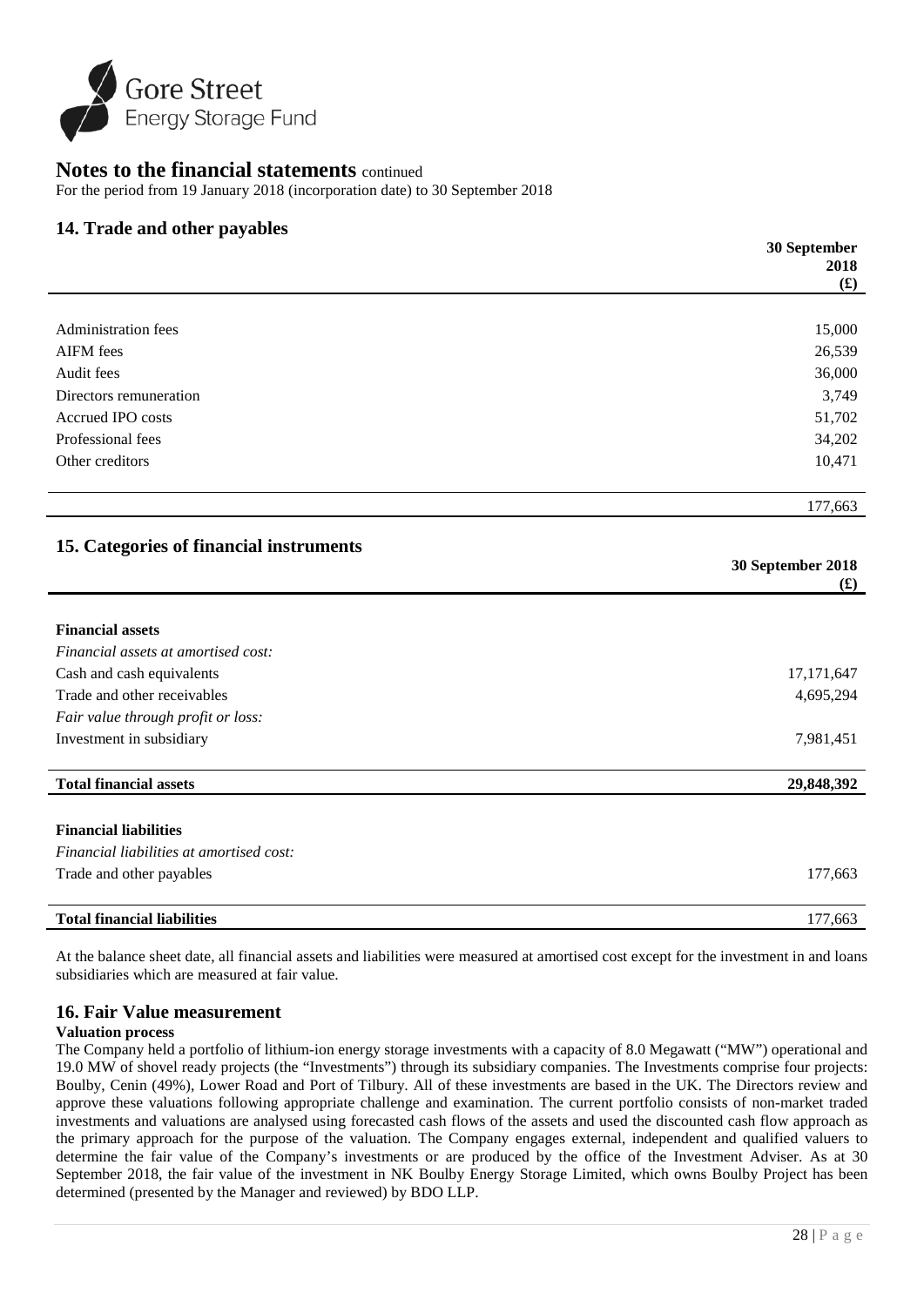## Notes to the financial statements continued

For the period from 19 January 2018 (incorporation date) to 30 September 2018

### 14. Trade and other payables

| | 30 September 2018 (£) |
|---|---|
| Administration fees | 15,000 |
| AIFM fees | 26,539 |
| Audit fees | 36,000 |
| Directors remuneration | 3,749 |
| Accrued IPO costs | 51,702 |
| Professional fees | 34,202 |
| Other creditors | 10,471 |
| | 177,663 |

### 15. Categories of financial instruments

| | 30 September 2018 (£) |
|---|---|
| **Financial assets** | |
| *Financial assets at amortised cost:* | |
| Cash and cash equivalents | 17,171,647 |
| Trade and other receivables | 4,695,294 |
| *Fair value through profit or loss:* | |
| Investment in subsidiary | 7,981,451 |
| **Total financial assets** | **29,848,392** |
| **Financial liabilities** | |
| *Financial liabilities at amortised cost:* | |
| Trade and other payables | 177,663 |
| **Total financial liabilities** | 177,663 |

At the balance sheet date, all financial assets and liabilities were measured at amortised cost except for the investment in and loans subsidiaries which are measured at fair value.

### 16. Fair Value measurement

**Valuation process**

The Company held a portfolio of lithium-ion energy storage investments with a capacity of 8.0 Megawatt ("MW") operational and 19.0 MW of shovel ready projects (the "Investments") through its subsidiary companies. The Investments comprise four projects: Boulby, Cenin (49%), Lower Road and Port of Tilbury. All of these investments are based in the UK. The Directors review and approve these valuations following appropriate challenge and examination. The current portfolio consists of non-market traded investments and valuations are analysed using forecasted cash flows of the assets and used the discounted cash flow approach as the primary approach for the purpose of the valuation. The Company engages external, independent and qualified valuers to determine the fair value of the Company's investments or are produced by the office of the Investment Adviser. As at 30 September 2018, the fair value of the investment in NK Boulby Energy Storage Limited, which owns Boulby Project has been determined (presented by the Manager and reviewed) by BDO LLP.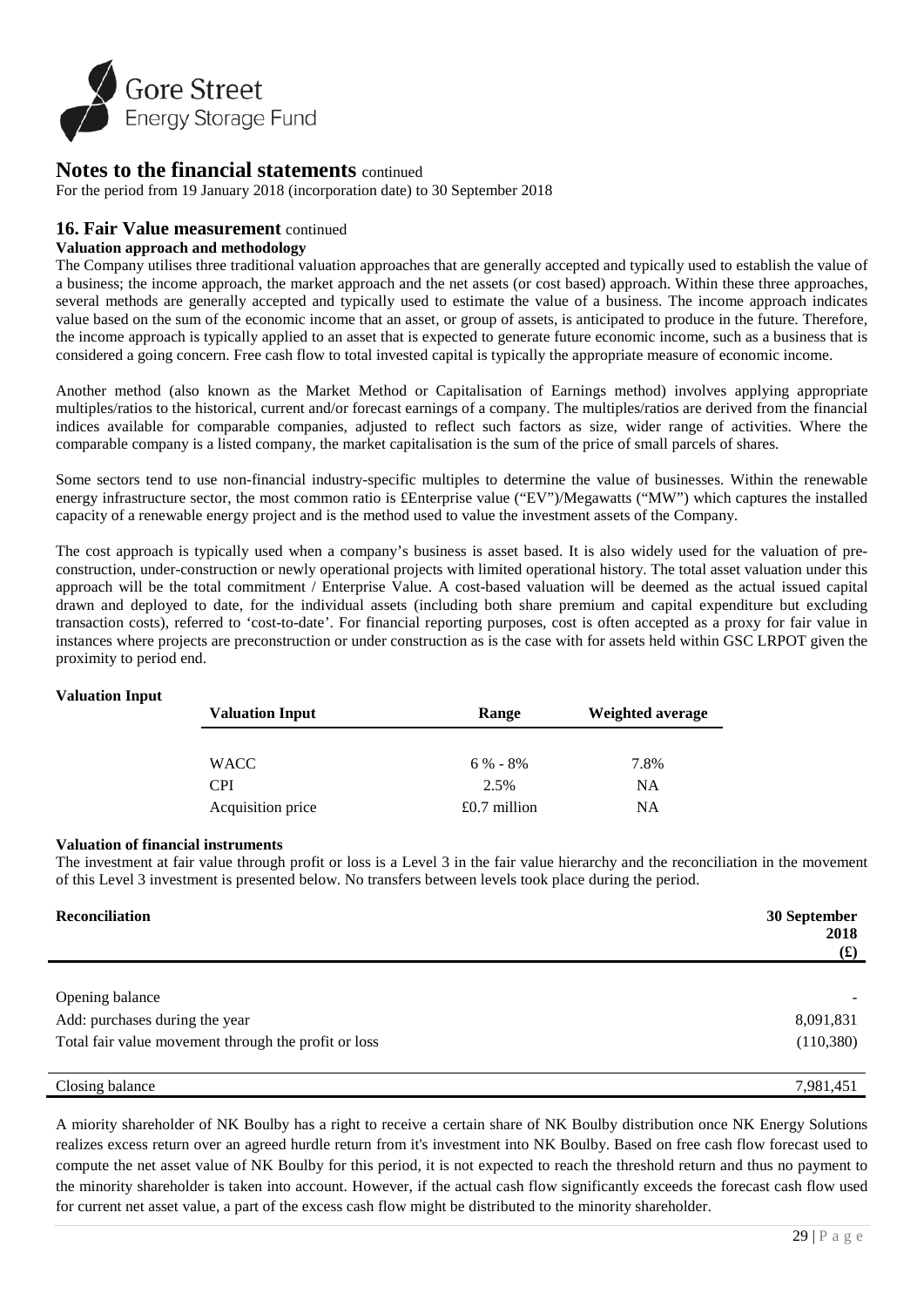# Notes to the financial statements continued

For the period from 19 January 2018 (incorporation date) to 30 September 2018

## 16. Fair Value measurement continued

### Valuation approach and methodology

The Company utilises three traditional valuation approaches that are generally accepted and typically used to establish the value of a business; the income approach, the market approach and the net assets (or cost based) approach. Within these three approaches, several methods are generally accepted and typically used to estimate the value of a business. The income approach indicates value based on the sum of the economic income that an asset, or group of assets, is anticipated to produce in the future. Therefore, the income approach is typically applied to an asset that is expected to generate future economic income, such as a business that is considered a going concern. Free cash flow to total invested capital is typically the appropriate measure of economic income.

Another method (also known as the Market Method or Capitalisation of Earnings method) involves applying appropriate multiples/ratios to the historical, current and/or forecast earnings of a company. The multiples/ratios are derived from the financial indices available for comparable companies, adjusted to reflect such factors as size, wider range of activities. Where the comparable company is a listed company, the market capitalisation is the sum of the price of small parcels of shares.

Some sectors tend to use non-financial industry-specific multiples to determine the value of businesses. Within the renewable energy infrastructure sector, the most common ratio is £Enterprise value ("EV")/Megawatts ("MW") which captures the installed capacity of a renewable energy project and is the method used to value the investment assets of the Company.

The cost approach is typically used when a company's business is asset based. It is also widely used for the valuation of pre-construction, under-construction or newly operational projects with limited operational history. The total asset valuation under this approach will be the total commitment / Enterprise Value. A cost-based valuation will be deemed as the actual issued capital drawn and deployed to date, for the individual assets (including both share premium and capital expenditure but excluding transaction costs), referred to 'cost-to-date'. For financial reporting purposes, cost is often accepted as a proxy for fair value in instances where projects are preconstruction or under construction as is the case with for assets held within GSC LRPOT given the proximity to period end.

### Valuation Input

| Valuation Input | Range | Weighted average |
|---|---|---|
| WACC | 6 % - 8% | 7.8% |
| CPI | 2.5% | NA |
| Acquisition price | £0.7 million | NA |

### Valuation of financial instruments

The investment at fair value through profit or loss is a Level 3 in the fair value hierarchy and the reconciliation in the movement of this Level 3 investment is presented below. No transfers between levels took place during the period.

| Reconciliation | 30 September 2018 (£) |
|---|---|
| Opening balance | - |
| Add: purchases during the year | 8,091,831 |
| Total fair value movement through the profit or loss | (110,380) |
| Closing balance | 7,981,451 |

A miority shareholder of NK Boulby has a right to receive a certain share of NK Boulby distribution once NK Energy Solutions realizes excess return over an agreed hurdle return from it's investment into NK Boulby. Based on free cash flow forecast used to compute the net asset value of NK Boulby for this period, it is not expected to reach the threshold return and thus no payment to the minority shareholder is taken into account. However, if the actual cash flow significantly exceeds the forecast cash flow used for current net asset value, a part of the excess cash flow might be distributed to the minority shareholder.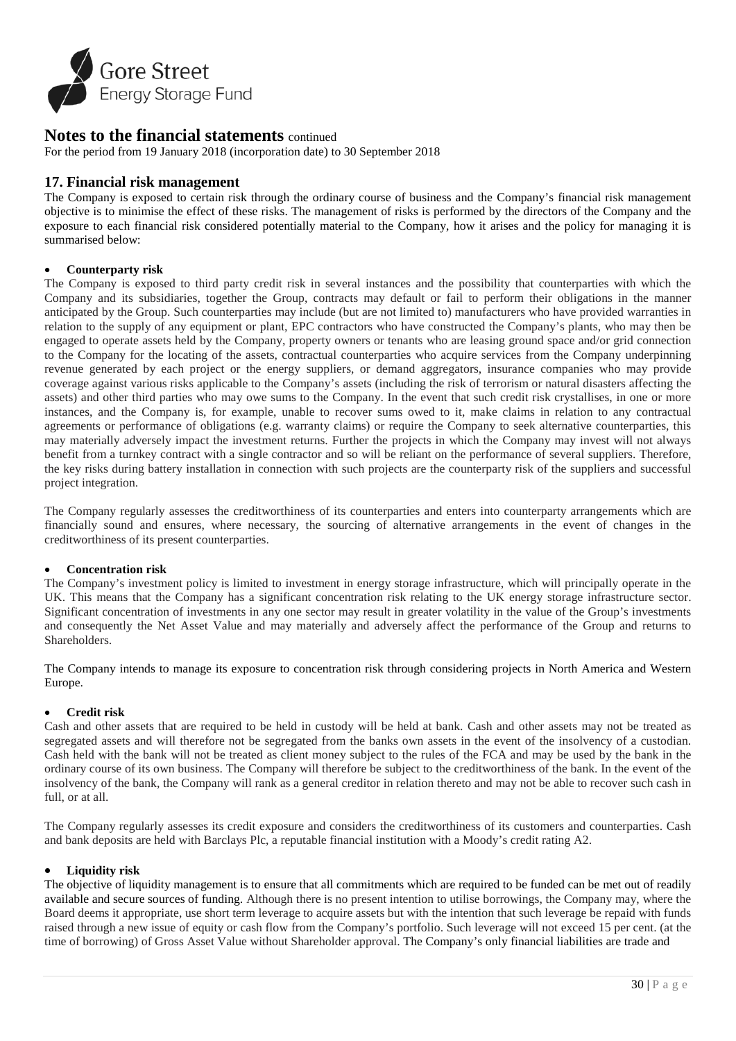# Notes to the financial statements continued

For the period from 19 January 2018 (incorporation date) to 30 September 2018

## 17. Financial risk management

The Company is exposed to certain risk through the ordinary course of business and the Company's financial risk management objective is to minimise the effect of these risks. The management of risks is performed by the directors of the Company and the exposure to each financial risk considered potentially material to the Company, how it arises and the policy for managing it is summarised below:

- **Counterparty risk**

The Company is exposed to third party credit risk in several instances and the possibility that counterparties with which the Company and its subsidiaries, together the Group, contracts may default or fail to perform their obligations in the manner anticipated by the Group. Such counterparties may include (but are not limited to) manufacturers who have provided warranties in relation to the supply of any equipment or plant, EPC contractors who have constructed the Company's plants, who may then be engaged to operate assets held by the Company, property owners or tenants who are leasing ground space and/or grid connection to the Company for the locating of the assets, contractual counterparties who acquire services from the Company underpinning revenue generated by each project or the energy suppliers, or demand aggregators, insurance companies who may provide coverage against various risks applicable to the Company's assets (including the risk of terrorism or natural disasters affecting the assets) and other third parties who may owe sums to the Company. In the event that such credit risk crystallises, in one or more instances, and the Company is, for example, unable to recover sums owed to it, make claims in relation to any contractual agreements or performance of obligations (e.g. warranty claims) or require the Company to seek alternative counterparties, this may materially adversely impact the investment returns. Further the projects in which the Company may invest will not always benefit from a turnkey contract with a single contractor and so will be reliant on the performance of several suppliers. Therefore, the key risks during battery installation in connection with such projects are the counterparty risk of the suppliers and successful project integration.

The Company regularly assesses the creditworthiness of its counterparties and enters into counterparty arrangements which are financially sound and ensures, where necessary, the sourcing of alternative arrangements in the event of changes in the creditworthiness of its present counterparties.

- **Concentration risk**

The Company's investment policy is limited to investment in energy storage infrastructure, which will principally operate in the UK. This means that the Company has a significant concentration risk relating to the UK energy storage infrastructure sector. Significant concentration of investments in any one sector may result in greater volatility in the value of the Group's investments and consequently the Net Asset Value and may materially and adversely affect the performance of the Group and returns to Shareholders.

The Company intends to manage its exposure to concentration risk through considering projects in North America and Western Europe.

- **Credit risk**

Cash and other assets that are required to be held in custody will be held at bank. Cash and other assets may not be treated as segregated assets and will therefore not be segregated from the banks own assets in the event of the insolvency of a custodian. Cash held with the bank will not be treated as client money subject to the rules of the FCA and may be used by the bank in the ordinary course of its own business. The Company will therefore be subject to the creditworthiness of the bank. In the event of the insolvency of the bank, the Company will rank as a general creditor in relation thereto and may not be able to recover such cash in full, or at all.

The Company regularly assesses its credit exposure and considers the creditworthiness of its customers and counterparties. Cash and bank deposits are held with Barclays Plc, a reputable financial institution with a Moody's credit rating A2.

- **Liquidity risk**

The objective of liquidity management is to ensure that all commitments which are required to be funded can be met out of readily available and secure sources of funding. Although there is no present intention to utilise borrowings, the Company may, where the Board deems it appropriate, use short term leverage to acquire assets but with the intention that such leverage be repaid with funds raised through a new issue of equity or cash flow from the Company's portfolio. Such leverage will not exceed 15 per cent. (at the time of borrowing) of Gross Asset Value without Shareholder approval. The Company's only financial liabilities are trade and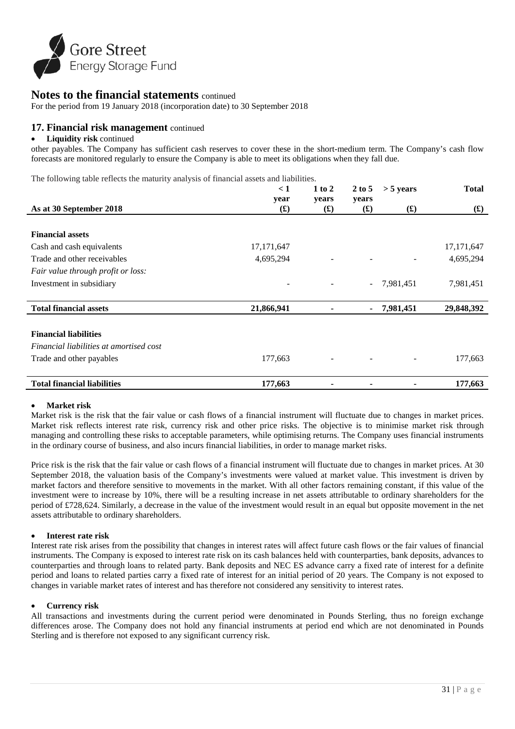# Notes to the financial statements continued

For the period from 19 January 2018 (incorporation date) to 30 September 2018

## 17. Financial risk management continued

- **Liquidity risk** continued

other payables. The Company has sufficient cash reserves to cover these in the short-medium term. The Company's cash flow forecasts are monitored regularly to ensure the Company is able to meet its obligations when they fall due.

The following table reflects the maturity analysis of financial assets and liabilities.

| As at 30 September 2018 | < 1 year (£) | 1 to 2 years (£) | 2 to 5 years (£) | > 5 years (£) | Total (£) |
|---|---|---|---|---|---|
| **Financial assets** | | | | | |
| Cash and cash equivalents | 17,171,647 | | | | 17,171,647 |
| Trade and other receivables | 4,695,294 | - | - | - | 4,695,294 |
| *Fair value through profit or loss:* | | | | | |
| Investment in subsidiary | - | - | - | 7,981,451 | 7,981,451 |
| **Total financial assets** | **21,866,941** | **-** | **-** | **7,981,451** | **29,848,392** |
| **Financial liabilities** | | | | | |
| *Financial liabilities at amortised cost* | | | | | |
| Trade and other payables | 177,663 | - | - | - | 177,663 |
| **Total financial liabilities** | **177,663** | **-** | **-** | **-** | **177,663** |

- **Market risk**

Market risk is the risk that the fair value or cash flows of a financial instrument will fluctuate due to changes in market prices. Market risk reflects interest rate risk, currency risk and other price risks. The objective is to minimise market risk through managing and controlling these risks to acceptable parameters, while optimising returns. The Company uses financial instruments in the ordinary course of business, and also incurs financial liabilities, in order to manage market risks.

Price risk is the risk that the fair value or cash flows of a financial instrument will fluctuate due to changes in market prices. At 30 September 2018, the valuation basis of the Company's investments were valued at market value. This investment is driven by market factors and therefore sensitive to movements in the market. With all other factors remaining constant, if this value of the investment were to increase by 10%, there will be a resulting increase in net assets attributable to ordinary shareholders for the period of £728,624. Similarly, a decrease in the value of the investment would result in an equal but opposite movement in the net assets attributable to ordinary shareholders.

- **Interest rate risk**

Interest rate risk arises from the possibility that changes in interest rates will affect future cash flows or the fair values of financial instruments. The Company is exposed to interest rate risk on its cash balances held with counterparties, bank deposits, advances to counterparties and through loans to related party. Bank deposits and NEC ES advance carry a fixed rate of interest for a definite period and loans to related parties carry a fixed rate of interest for an initial period of 20 years. The Company is not exposed to changes in variable market rates of interest and has therefore not considered any sensitivity to interest rates.

- **Currency risk**

All transactions and investments during the current period were denominated in Pounds Sterling, thus no foreign exchange differences arose. The Company does not hold any financial instruments at period end which are not denominated in Pounds Sterling and is therefore not exposed to any significant currency risk.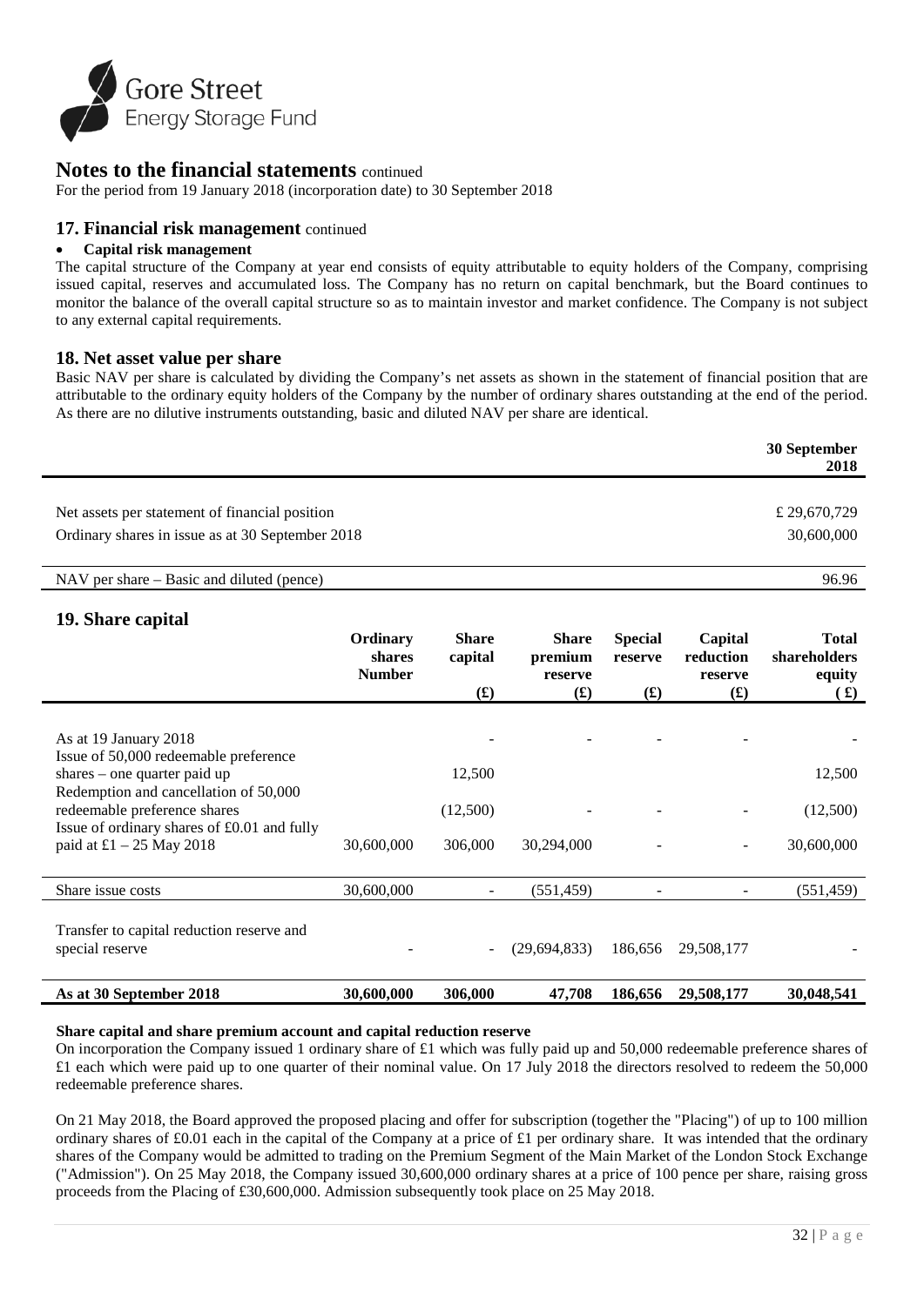# Notes to the financial statements continued

For the period from 19 January 2018 (incorporation date) to 30 September 2018

## 17. Financial risk management continued

- **Capital risk management**

The capital structure of the Company at year end consists of equity attributable to equity holders of the Company, comprising issued capital, reserves and accumulated loss. The Company has no return on capital benchmark, but the Board continues to monitor the balance of the overall capital structure so as to maintain investor and market confidence. The Company is not subject to any external capital requirements.

## 18. Net asset value per share

Basic NAV per share is calculated by dividing the Company's net assets as shown in the statement of financial position that are attributable to the ordinary equity holders of the Company by the number of ordinary shares outstanding at the end of the period. As there are no dilutive instruments outstanding, basic and diluted NAV per share are identical.

| | **30 September 2018** |
|---|---|
| Net assets per statement of financial position | £ 29,670,729 |
| Ordinary shares in issue as at 30 September 2018 | 30,600,000 |
| NAV per share – Basic and diluted (pence) | 96.96 |

## 19. Share capital

| | **Ordinary shares Number** | **Share capital (£)** | **Share premium reserve (£)** | **Special reserve (£)** | **Capital reduction reserve (£)** | **Total shareholders equity ( £)** |
|---|---|---|---|---|---|---|
| As at 19 January 2018 | | - | - | - | - | - |
| Issue of 50,000 redeemable preference shares – one quarter paid up | | 12,500 | | | | 12,500 |
| Redemption and cancellation of 50,000 redeemable preference shares | | (12,500) | - | - | - | (12,500) |
| Issue of ordinary shares of £0.01 and fully paid at £1 – 25 May 2018 | 30,600,000 | 306,000 | 30,294,000 | - | - | 30,600,000 |
| Share issue costs | 30,600,000 | - | (551,459) | - | - | (551,459) |
| Transfer to capital reduction reserve and special reserve | - | - | (29,694,833) | 186,656 | 29,508,177 | - |
| **As at 30 September 2018** | **30,600,000** | **306,000** | **47,708** | **186,656** | **29,508,177** | **30,048,541** |

**Share capital and share premium account and capital reduction reserve**

On incorporation the Company issued 1 ordinary share of £1 which was fully paid up and 50,000 redeemable preference shares of £1 each which were paid up to one quarter of their nominal value. On 17 July 2018 the directors resolved to redeem the 50,000 redeemable preference shares.

On 21 May 2018, the Board approved the proposed placing and offer for subscription (together the "Placing") of up to 100 million ordinary shares of £0.01 each in the capital of the Company at a price of £1 per ordinary share. It was intended that the ordinary shares of the Company would be admitted to trading on the Premium Segment of the Main Market of the London Stock Exchange ("Admission"). On 25 May 2018, the Company issued 30,600,000 ordinary shares at a price of 100 pence per share, raising gross proceeds from the Placing of £30,600,000. Admission subsequently took place on 25 May 2018.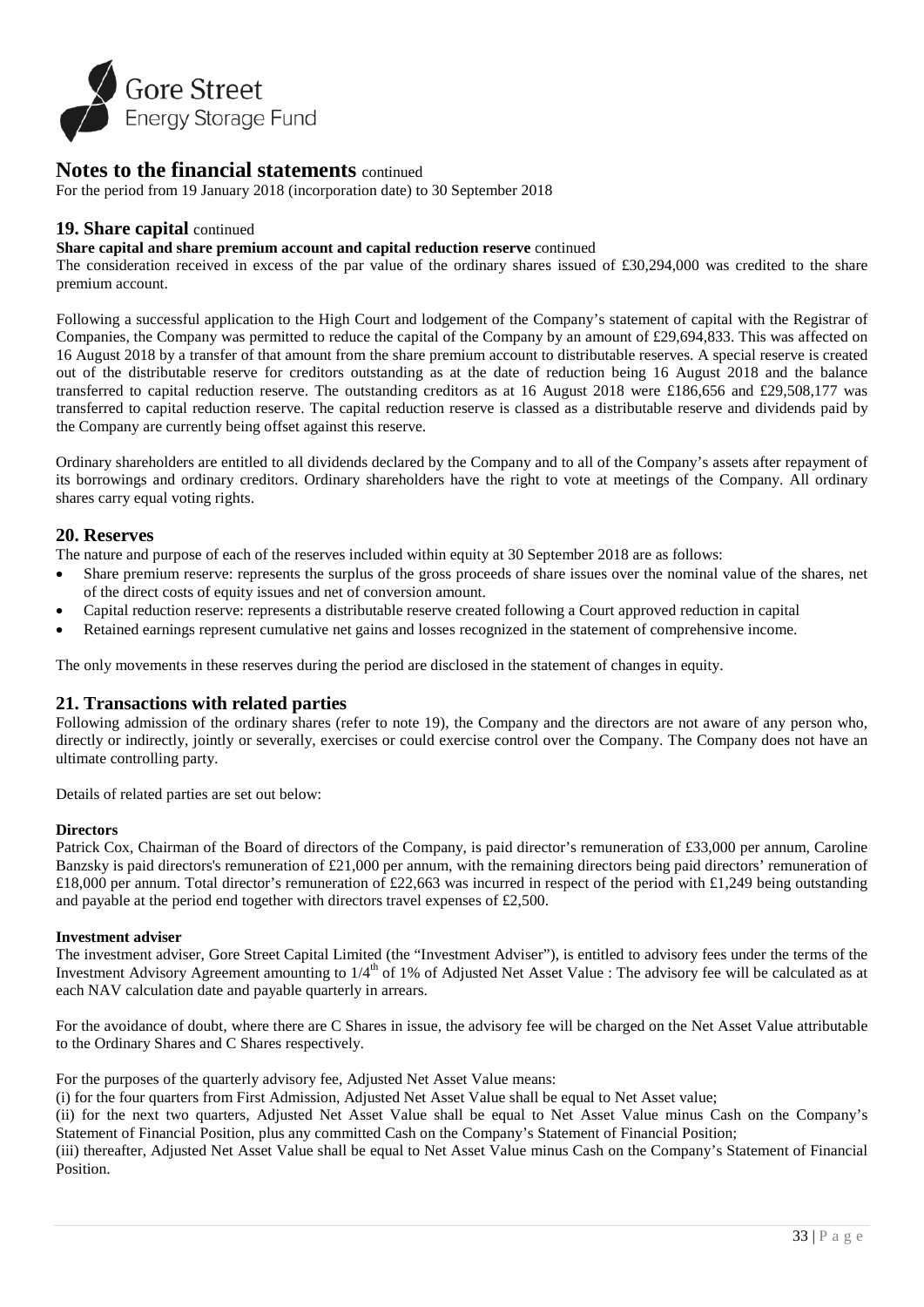# Notes to the financial statements continued

For the period from 19 January 2018 (incorporation date) to 30 September 2018

## 19. Share capital continued

**Share capital and share premium account and capital reduction reserve** continued

The consideration received in excess of the par value of the ordinary shares issued of £30,294,000 was credited to the share premium account.

Following a successful application to the High Court and lodgement of the Company's statement of capital with the Registrar of Companies, the Company was permitted to reduce the capital of the Company by an amount of £29,694,833. This was affected on 16 August 2018 by a transfer of that amount from the share premium account to distributable reserves. A special reserve is created out of the distributable reserve for creditors outstanding as at the date of reduction being 16 August 2018 and the balance transferred to capital reduction reserve. The outstanding creditors as at 16 August 2018 were £186,656 and £29,508,177 was transferred to capital reduction reserve. The capital reduction reserve is classed as a distributable reserve and dividends paid by the Company are currently being offset against this reserve.

Ordinary shareholders are entitled to all dividends declared by the Company and to all of the Company's assets after repayment of its borrowings and ordinary creditors. Ordinary shareholders have the right to vote at meetings of the Company. All ordinary shares carry equal voting rights.

## 20. Reserves

The nature and purpose of each of the reserves included within equity at 30 September 2018 are as follows:

- Share premium reserve: represents the surplus of the gross proceeds of share issues over the nominal value of the shares, net of the direct costs of equity issues and net of conversion amount.
- Capital reduction reserve: represents a distributable reserve created following a Court approved reduction in capital
- Retained earnings represent cumulative net gains and losses recognized in the statement of comprehensive income.

The only movements in these reserves during the period are disclosed in the statement of changes in equity.

## 21. Transactions with related parties

Following admission of the ordinary shares (refer to note 19), the Company and the directors are not aware of any person who, directly or indirectly, jointly or severally, exercises or could exercise control over the Company. The Company does not have an ultimate controlling party.

Details of related parties are set out below:

**Directors**

Patrick Cox, Chairman of the Board of directors of the Company, is paid director's remuneration of £33,000 per annum, Caroline Banzsky is paid directors's remuneration of £21,000 per annum, with the remaining directors being paid directors' remuneration of £18,000 per annum. Total director's remuneration of £22,663 was incurred in respect of the period with £1,249 being outstanding and payable at the period end together with directors travel expenses of £2,500.

**Investment adviser**

The investment adviser, Gore Street Capital Limited (the "Investment Adviser"), is entitled to advisory fees under the terms of the Investment Advisory Agreement amounting to 1/4th of 1% of Adjusted Net Asset Value : The advisory fee will be calculated as at each NAV calculation date and payable quarterly in arrears.

For the avoidance of doubt, where there are C Shares in issue, the advisory fee will be charged on the Net Asset Value attributable to the Ordinary Shares and C Shares respectively.

For the purposes of the quarterly advisory fee, Adjusted Net Asset Value means:

(i) for the four quarters from First Admission, Adjusted Net Asset Value shall be equal to Net Asset value;

(ii) for the next two quarters, Adjusted Net Asset Value shall be equal to Net Asset Value minus Cash on the Company's Statement of Financial Position, plus any committed Cash on the Company's Statement of Financial Position;

(iii) thereafter, Adjusted Net Asset Value shall be equal to Net Asset Value minus Cash on the Company's Statement of Financial Position.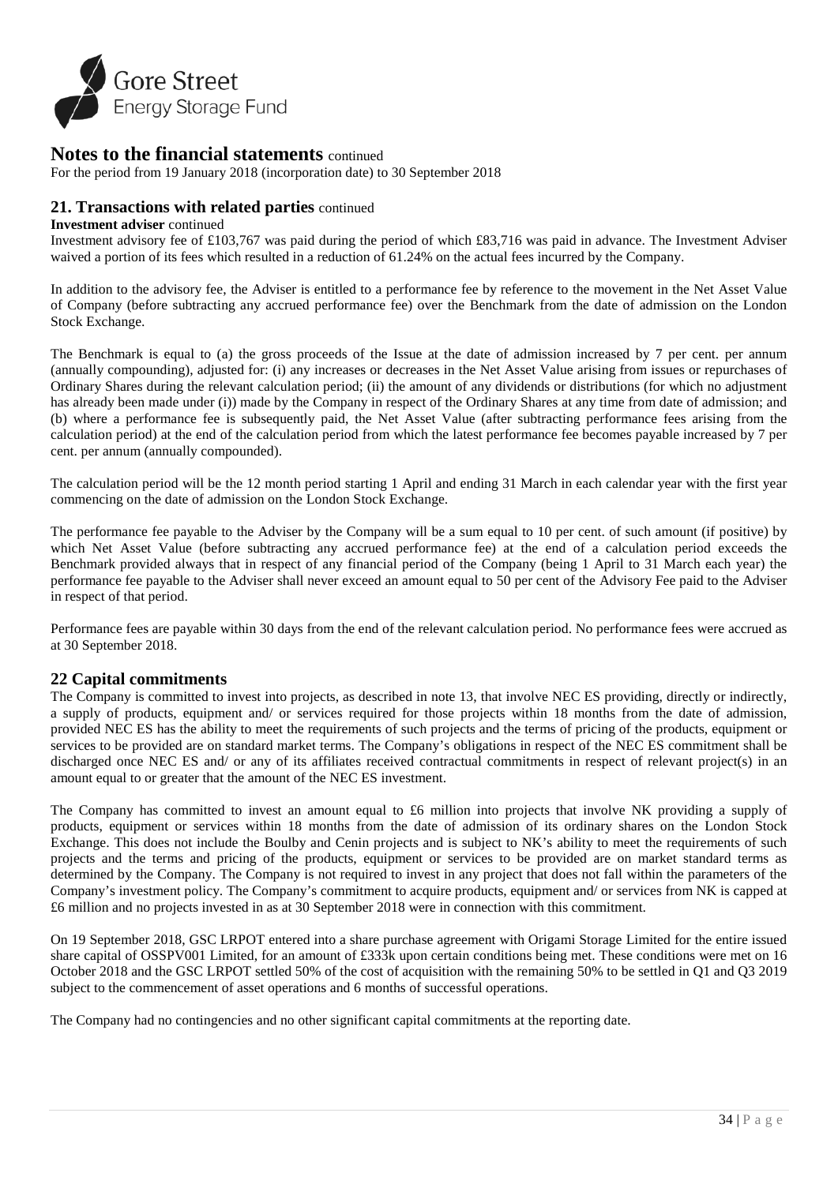# Notes to the financial statements continued

For the period from 19 January 2018 (incorporation date) to 30 September 2018

## 21. Transactions with related parties continued

**Investment adviser** continued

Investment advisory fee of £103,767 was paid during the period of which £83,716 was paid in advance. The Investment Adviser waived a portion of its fees which resulted in a reduction of 61.24% on the actual fees incurred by the Company.

In addition to the advisory fee, the Adviser is entitled to a performance fee by reference to the movement in the Net Asset Value of Company (before subtracting any accrued performance fee) over the Benchmark from the date of admission on the London Stock Exchange.

The Benchmark is equal to (a) the gross proceeds of the Issue at the date of admission increased by 7 per cent. per annum (annually compounding), adjusted for: (i) any increases or decreases in the Net Asset Value arising from issues or repurchases of Ordinary Shares during the relevant calculation period; (ii) the amount of any dividends or distributions (for which no adjustment has already been made under (i)) made by the Company in respect of the Ordinary Shares at any time from date of admission; and (b) where a performance fee is subsequently paid, the Net Asset Value (after subtracting performance fees arising from the calculation period) at the end of the calculation period from which the latest performance fee becomes payable increased by 7 per cent. per annum (annually compounded).

The calculation period will be the 12 month period starting 1 April and ending 31 March in each calendar year with the first year commencing on the date of admission on the London Stock Exchange.

The performance fee payable to the Adviser by the Company will be a sum equal to 10 per cent. of such amount (if positive) by which Net Asset Value (before subtracting any accrued performance fee) at the end of a calculation period exceeds the Benchmark provided always that in respect of any financial period of the Company (being 1 April to 31 March each year) the performance fee payable to the Adviser shall never exceed an amount equal to 50 per cent of the Advisory Fee paid to the Adviser in respect of that period.

Performance fees are payable within 30 days from the end of the relevant calculation period. No performance fees were accrued as at 30 September 2018.

## 22 Capital commitments

The Company is committed to invest into projects, as described in note 13, that involve NEC ES providing, directly or indirectly, a supply of products, equipment and/ or services required for those projects within 18 months from the date of admission, provided NEC ES has the ability to meet the requirements of such projects and the terms of pricing of the products, equipment or services to be provided are on standard market terms. The Company's obligations in respect of the NEC ES commitment shall be discharged once NEC ES and/ or any of its affiliates received contractual commitments in respect of relevant project(s) in an amount equal to or greater that the amount of the NEC ES investment.

The Company has committed to invest an amount equal to £6 million into projects that involve NK providing a supply of products, equipment or services within 18 months from the date of admission of its ordinary shares on the London Stock Exchange. This does not include the Boulby and Cenin projects and is subject to NK's ability to meet the requirements of such projects and the terms and pricing of the products, equipment or services to be provided are on market standard terms as determined by the Company. The Company is not required to invest in any project that does not fall within the parameters of the Company's investment policy. The Company's commitment to acquire products, equipment and/ or services from NK is capped at £6 million and no projects invested in as at 30 September 2018 were in connection with this commitment.

On 19 September 2018, GSC LRPOT entered into a share purchase agreement with Origami Storage Limited for the entire issued share capital of OSSPV001 Limited, for an amount of £333k upon certain conditions being met. These conditions were met on 16 October 2018 and the GSC LRPOT settled 50% of the cost of acquisition with the remaining 50% to be settled in Q1 and Q3 2019 subject to the commencement of asset operations and 6 months of successful operations.

The Company had no contingencies and no other significant capital commitments at the reporting date.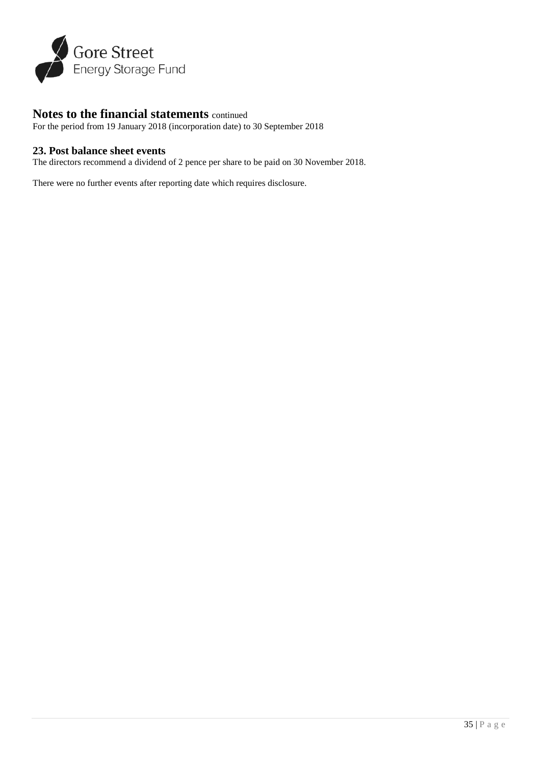# Notes to the financial statements continued

For the period from 19 January 2018 (incorporation date) to 30 September 2018

## 23. Post balance sheet events

The directors recommend a dividend of 2 pence per share to be paid on 30 November 2018.

There were no further events after reporting date which requires disclosure.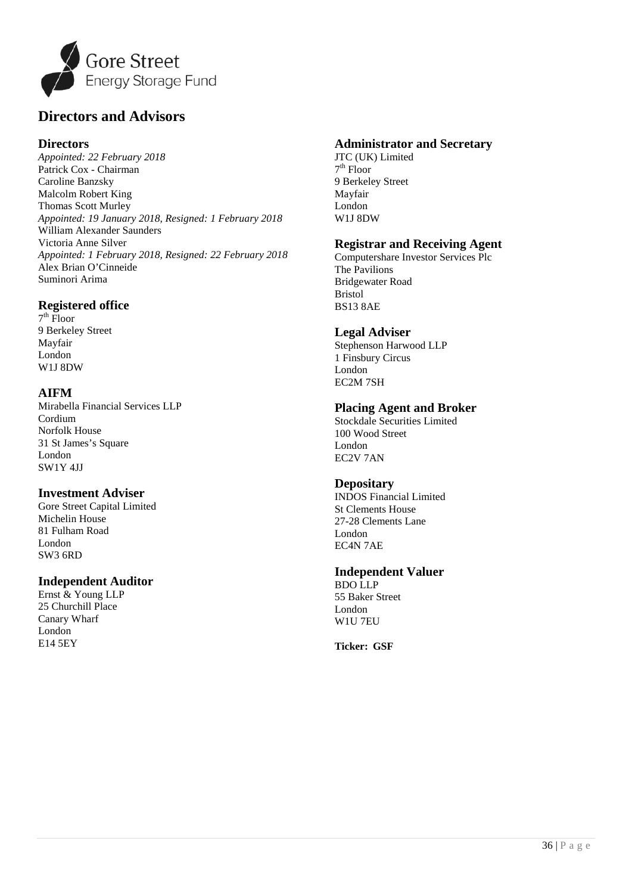## Directors and Advisors

### Directors

*Appointed: 22 February 2018*
Patrick Cox - Chairman
Caroline Banzsky
Malcolm Robert King
Thomas Scott Murley
*Appointed: 19 January 2018, Resigned: 1 February 2018*
William Alexander Saunders
Victoria Anne Silver
*Appointed: 1 February 2018, Resigned: 22 February 2018*
Alex Brian O'Cinneide
Suminori Arima

### Registered office

7th Floor
9 Berkeley Street
Mayfair
London
W1J 8DW

### AIFM

Mirabella Financial Services LLP
Cordium
Norfolk House
31 St James's Square
London
SW1Y 4JJ

### Investment Adviser

Gore Street Capital Limited
Michelin House
81 Fulham Road
London
SW3 6RD

### Independent Auditor

Ernst & Young LLP
25 Churchill Place
Canary Wharf
London
E14 5EY

### Administrator and Secretary

JTC (UK) Limited
7th Floor
9 Berkeley Street
Mayfair
London
W1J 8DW

### Registrar and Receiving Agent

Computershare Investor Services Plc
The Pavilions
Bridgewater Road
Bristol
BS13 8AE

### Legal Adviser

Stephenson Harwood LLP
1 Finsbury Circus
London
EC2M 7SH

### Placing Agent and Broker

Stockdale Securities Limited
100 Wood Street
London
EC2V 7AN

### Depositary

INDOS Financial Limited
St Clements House
27-28 Clements Lane
London
EC4N 7AE

### Independent Valuer

BDO LLP
55 Baker Street
London
W1U 7EU

**Ticker: GSF**